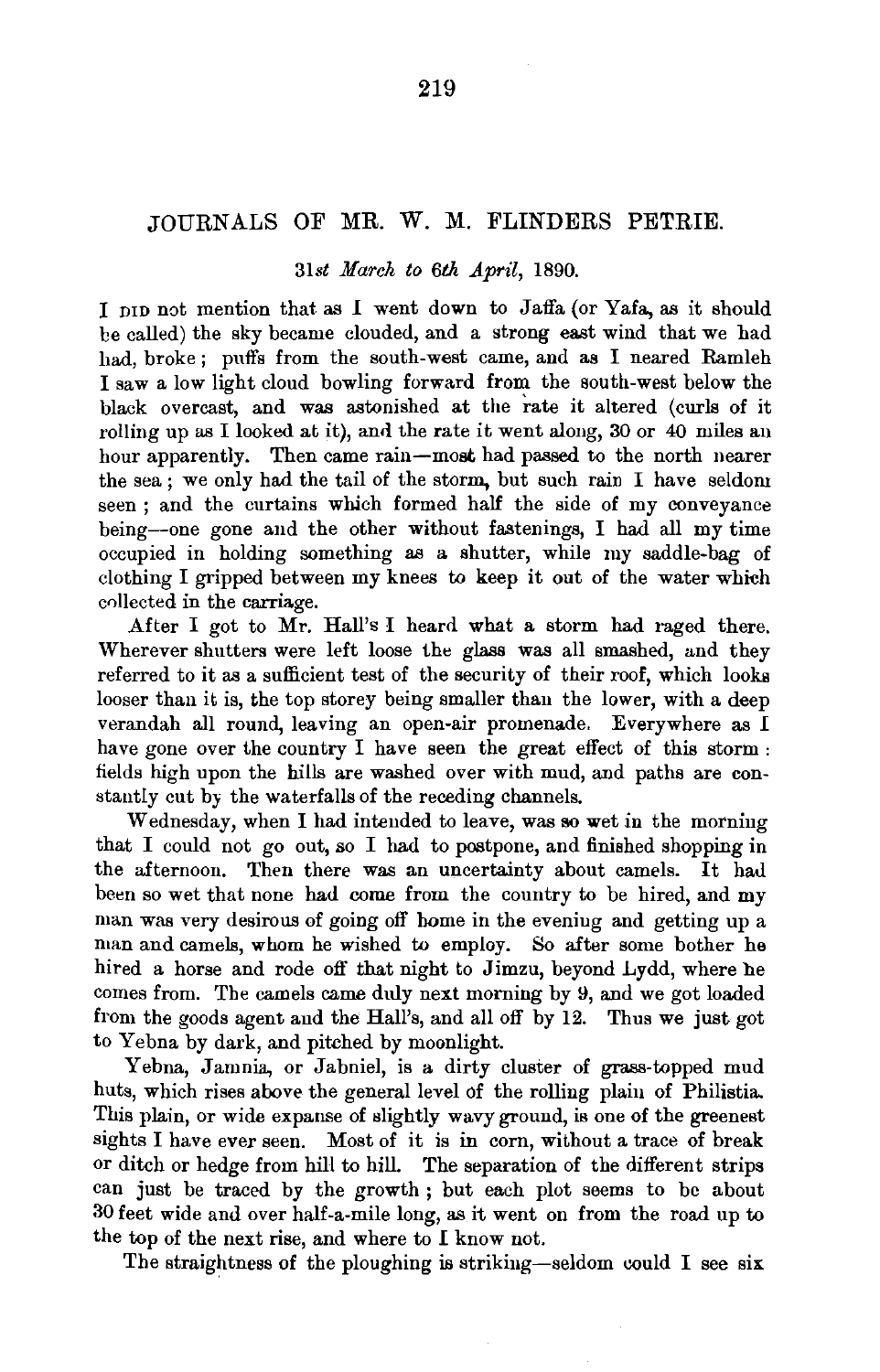# JOURNALS OF MR. W. M. FLINDERS PETRIE.

*31st March to 6th April*, 1890.

I DID not mention that as I went down to Jaffa (or Yafa, as it should be called) the sky became clouded, and a strong east wind that we had had, broke; puffs from the south-west came, and as I neared Ramleh I saw a low light cloud bowling forward from the south-west below the black overcast, and was astonished at the rate it altered (curls of it rolling up as I looked at it), and the rate it went along, 30 or 40 miles an hour apparently. Then came rain—most had passed to the north nearer the sea; we only had the tail of the storm, but such rain I have seldom seen; and the curtains which formed half the side of my conveyance being—one gone and the other without fastenings, I had all my time occupied in holding something as a shutter, while my saddle-bag of clothing I gripped between my knees to keep it out of the water which collected in the carriage.

After I got to Mr. Hall's I heard what a storm had raged there. Wherever shutters were left loose the glass was all smashed, and they referred to it as a sufficient test of the security of their roof, which looks looser than it is, the top storey being smaller than the lower, with a deep verandah all round, leaving an open-air promenade. Everywhere as I have gone over the country I have seen the great effect of this storm: fields high upon the hills are washed over with mud, and paths are constantly cut by the waterfalls of the receding channels.

Wednesday, when I had intended to leave, was so wet in the morning that I could not go out, so I had to postpone, and finished shopping in the afternoon. Then there was an uncertainty about camels. It had been so wet that none had come from the country to be hired, and my man was very desirous of going off home in the evening and getting up a man and camels, whom he wished to employ. So after some bother he hired a horse and rode off that night to Jimzu, beyond Lydd, where he comes from. The camels came duly next morning by 9, and we got loaded from the goods agent and the Hall's, and all off by 12. Thus we just got to Yebna by dark, and pitched by moonlight.

Yebna, Jamnia, or Jabniel, is a dirty cluster of grass-topped mud huts, which rises above the general level of the rolling plain of Philistia. This plain, or wide expanse of slightly wavy ground, is one of the greenest sights I have ever seen. Most of it is in corn, without a trace of break or ditch or hedge from hill to hill. The separation of the different strips can just be traced by the growth; but each plot seems to be about 30 feet wide and over half-a-mile long, as it went on from the road up to the top of the next rise, and where to I know not.

The straightness of the ploughing is striking—seldom could I see six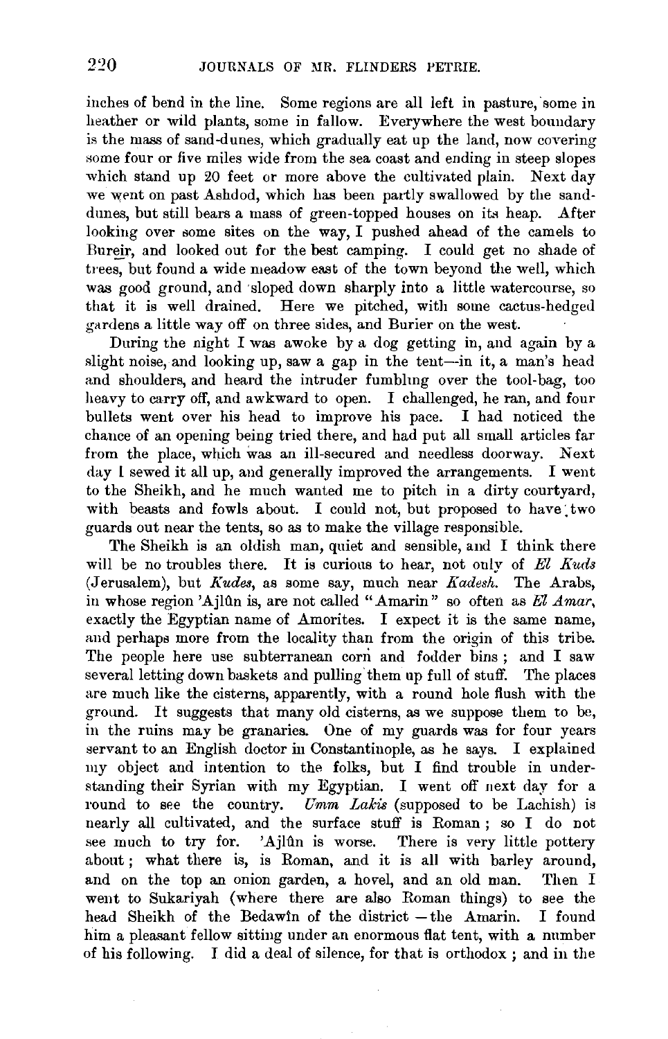inches of bend in the line. Some regions are all left in pasture, some in heather or wild plants, some in fallow. Everywhere the west boundary is the mass of sand-dunes, which gradually eat up the land, now covering some four or five miles wide from the sea coast and ending in steep slopes which stand up 20 feet or more above the cultivated plain. Next day we went on past Ashdod, which has been partly swallowed by the sand-dunes, but still bears a mass of green-topped houses on its heap. After looking over some sites on the way, I pushed ahead of the camels to Bureir, and looked out for the best camping. I could get no shade of trees, but found a wide meadow east of the town beyond the well, which was good ground, and sloped down sharply into a little watercourse, so that it is well drained. Here we pitched, with some cactus-hedged gardens a little way off on three sides, and Burier on the west.

During the night I was awoke by a dog getting in, and again by a slight noise, and looking up, saw a gap in the tent—in it, a man's head and shoulders, and heard the intruder fumbling over the tool-bag, too heavy to carry off, and awkward to open. I challenged, he ran, and four bullets went over his head to improve his pace. I had noticed the chance of an opening being tried there, and had put all small articles far from the place, which was an ill-secured and needless doorway. Next day I sewed it all up, and generally improved the arrangements. I went to the Sheikh, and he much wanted me to pitch in a dirty courtyard, with beasts and fowls about. I could not, but proposed to have two guards out near the tents, so as to make the village responsible.

The Sheikh is an oldish man, quiet and sensible, and I think there will be no troubles there. It is curious to hear, not only of *El Kuds* (Jerusalem), but *Kudes*, as some say, much near *Kadesh*. The Arabs, in whose region 'Ajlûn is, are not called "Amarin" so often as *El Amar*, exactly the Egyptian name of Amorites. I expect it is the same name, and perhaps more from the locality than from the origin of this tribe. The people here use subterranean corn and fodder bins; and I saw several letting down baskets and pulling them up full of stuff. The places are much like the cisterns, apparently, with a round hole flush with the ground. It suggests that many old cisterns, as we suppose them to be, in the ruins may be granaries. One of my guards was for four years servant to an English doctor in Constantinople, as he says. I explained my object and intention to the folks, but I find trouble in understanding their Syrian with my Egyptian. I went off next day for a round to see the country. *Umm Lakis* (supposed to be Lachish) is nearly all cultivated, and the surface stuff is Roman; so I do not see much to try for. 'Ajlûn is worse. There is very little pottery about; what there is, is Roman, and it is all with barley around, and on the top an onion garden, a hovel, and an old man. Then I went to Sukariyah (where there are also Roman things) to see the head Sheikh of the Bedawîn of the district—the Amarin. I found him a pleasant fellow sitting under an enormous flat tent, with a number of his following. I did a deal of silence, for that is orthodox; and in the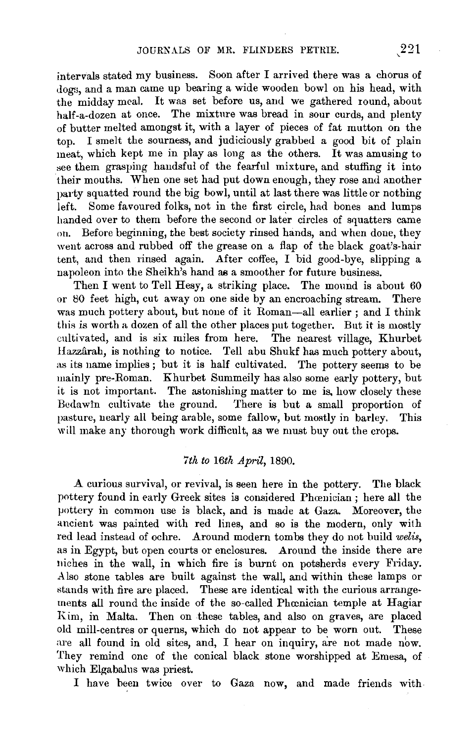intervals stated my business. Soon after I arrived there was a chorus of dogs, and a man came up bearing a wide wooden bowl on his head, with the midday meal. It was set before us, and we gathered round, about half-a-dozen at once. The mixture was bread in sour curds, and plenty of butter melted amongst it, with a layer of pieces of fat mutton on the top. I smelt the sourness, and judiciously grabbed a good bit of plain meat, which kept me in play as long as the others. It was amusing to see them grasping handsful of the fearful mixture, and stuffing it into their mouths. When one set had put down enough, they rose and another party squatted round the big bowl, until at last there was little or nothing left. Some favoured folks, not in the first circle, had bones and lumps handed over to them before the second or later circles of squatters came on. Before beginning, the best society rinsed hands, and when done, they went across and rubbed off the grease on a flap of the black goat's-hair tent, and then rinsed again. After coffee, I bid good-bye, slipping a napoleon into the Sheikh's hand as a smoother for future business.

Then I went to Tell Hesy, a striking place. The mound is about 60 or 80 feet high, cut away on one side by an encroaching stream. There was much pottery about, but none of it Roman—all earlier; and I think this is worth a dozen of all the other places put together. But it is mostly cultivated, and is six miles from here. The nearest village, Khurbet Hazzârah, is nothing to notice. Tell abu Shukf has much pottery about, as its name implies; but it is half cultivated. The pottery seems to be mainly pre-Roman. Khurbet Summeily has also some early pottery, but it is not important. The astonishing matter to me is, how closely these Bedawîn cultivate the ground. There is but a small proportion of pasture, nearly all being arable, some fallow, but mostly in barley. This will make any thorough work difficult, as we must buy out the crops.

*7th to 16th April*, 1890.

A curious survival, or revival, is seen here in the pottery. The black pottery found in early Greek sites is considered Phœnician; here all the pottery in common use is black, and is made at Gaza. Moreover, the ancient was painted with red lines, and so is the modern, only with red lead instead of ochre. Around modern tombs they do not build *welis*, as in Egypt, but open courts or enclosures. Around the inside there are niches in the wall, in which fire is burnt on potsherds every Friday. Also stone tables are built against the wall, and within these lamps or stands with fire are placed. These are identical with the curious arrangements all round the inside of the so-called Phœnician temple at Hagiar Kim, in Malta. Then on these tables, and also on graves, are placed old mill-centres or querns, which do not appear to be worn out. These are all found in old sites, and, I hear on inquiry, are not made now. They remind one of the conical black stone worshipped at Emesa, of which Elgabalus was priest.

I have been twice over to Gaza now, and made friends with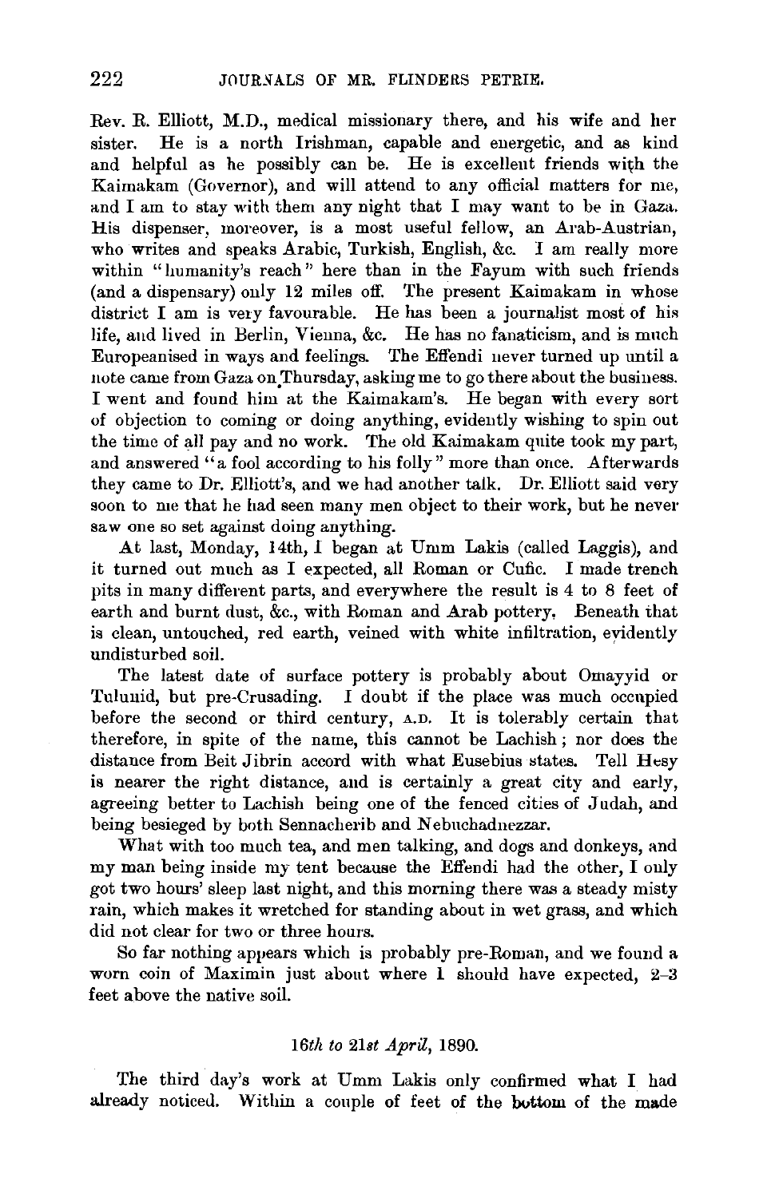Rev. R. Elliott, M.D., medical missionary there, and his wife and her sister. He is a north Irishman, capable and energetic, and as kind and helpful as he possibly can be. He is excellent friends with the Kaimakam (Governor), and will attend to any official matters for me, and I am to stay with them any night that I may want to be in Gaza. His dispenser, moreover, is a most useful fellow, an Arab-Austrian, who writes and speaks Arabic, Turkish, English, &c. I am really more within "humanity's reach" here than in the Fayum with such friends (and a dispensary) only 12 miles off. The present Kaimakam in whose district I am is very favourable. He has been a journalist most of his life, and lived in Berlin, Vienna, &c. He has no fanaticism, and is much Europeanised in ways and feelings. The Effendi never turned up until a note came from Gaza on Thursday, asking me to go there about the business. I went and found him at the Kaimakam's. He began with every sort of objection to coming or doing anything, evidently wishing to spin out the time of all pay and no work. The old Kaimakam quite took my part, and answered "a fool according to his folly" more than once. Afterwards they came to Dr. Elliott's, and we had another talk. Dr. Elliott said very soon to me that he had seen many men object to their work, but he never saw one so set against doing anything.

At last, Monday, 14th, I began at Umm Lakis (called Laggis), and it turned out much as I expected, all Roman or Cufic. I made trench pits in many different parts, and everywhere the result is 4 to 8 feet of earth and burnt dust, &c., with Roman and Arab pottery. Beneath that is clean, untouched, red earth, veined with white infiltration, evidently undisturbed soil.

The latest date of surface pottery is probably about Omayyid or Tulunid, but pre-Crusading. I doubt if the place was much occupied before the second or third century, A.D. It is tolerably certain that therefore, in spite of the name, this cannot be Lachish; nor does the distance from Beit Jibrin accord with what Eusebius states. Tell Hesy is nearer the right distance, and is certainly a great city and early, agreeing better to Lachish being one of the fenced cities of Judah, and being besieged by both Sennacherib and Nebuchadnezzar.

What with too much tea, and men talking, and dogs and donkeys, and my man being inside my tent because the Effendi had the other, I only got two hours' sleep last night, and this morning there was a steady misty rain, which makes it wretched for standing about in wet grass, and which did not clear for two or three hours.

So far nothing appears which is probably pre-Roman, and we found a worn coin of Maximin just about where I should have expected, 2–3 feet above the native soil.

*16th to 21st April*, 1890.

The third day's work at Umm Lakis only confirmed what I had already noticed. Within a couple of feet of the bottom of the made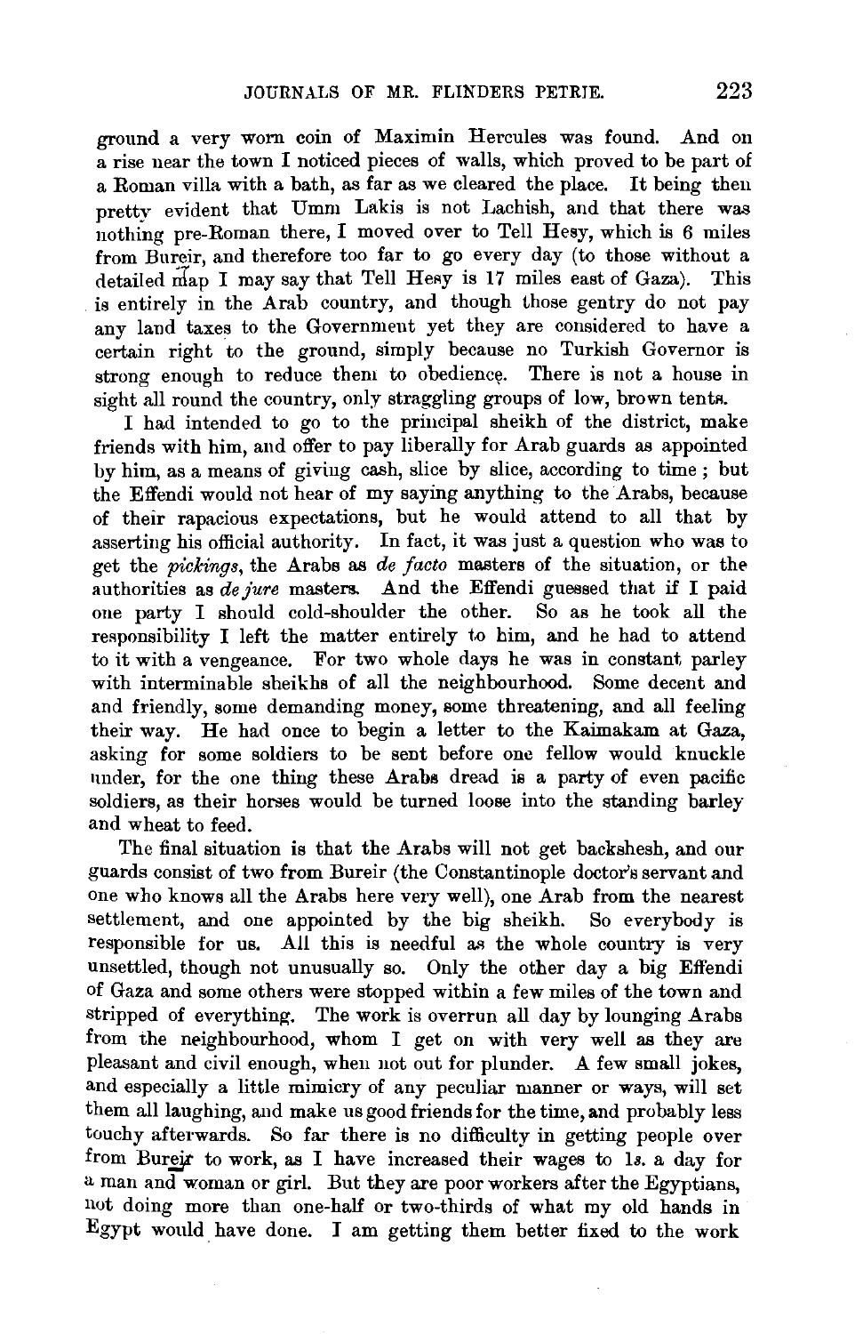ground a very worn coin of Maximin Hercules was found. And on a rise near the town I noticed pieces of walls, which proved to be part of a Roman villa with a bath, as far as we cleared the place. It being then pretty evident that Umm Lakis is not Lachish, and that there was nothing pre-Roman there, I moved over to Tell Hesy, which is 6 miles from Bureir, and therefore too far to go every day (to those without a detailed map I may say that Tell Hesy is 17 miles east of Gaza). This is entirely in the Arab country, and though those gentry do not pay any land taxes to the Government yet they are considered to have a certain right to the ground, simply because no Turkish Governor is strong enough to reduce them to obedience. There is not a house in sight all round the country, only straggling groups of low, brown tents.

I had intended to go to the principal sheikh of the district, make friends with him, and offer to pay liberally for Arab guards as appointed by him, as a means of giving cash, slice by slice, according to time; but the Effendi would not hear of my saying anything to the Arabs, because of their rapacious expectations, but he would attend to all that by asserting his official authority. In fact, it was just a question who was to get the *pickings*, the Arabs as *de facto* masters of the situation, or the authorities as *de jure* masters. And the Effendi guessed that if I paid one party I should cold-shoulder the other. So as he took all the responsibility I left the matter entirely to him, and he had to attend to it with a vengeance. For two whole days he was in constant parley with interminable sheikhs of all the neighbourhood. Some decent and and friendly, some demanding money, some threatening, and all feeling their way. He had once to begin a letter to the Kaimakam at Gaza, asking for some soldiers to be sent before one fellow would knuckle under, for the one thing these Arabs dread is a party of even pacific soldiers, as their horses would be turned loose into the standing barley and wheat to feed.

The final situation is that the Arabs will not get backshesh, and our guards consist of two from Bureir (the Constantinople doctor's servant and one who knows all the Arabs here very well), one Arab from the nearest settlement, and one appointed by the big sheikh. So everybody is responsible for us. All this is needful as the whole country is very unsettled, though not unusually so. Only the other day a big Effendi of Gaza and some others were stopped within a few miles of the town and stripped of everything. The work is overrun all day by lounging Arabs from the neighbourhood, whom I get on with very well as they are pleasant and civil enough, when not out for plunder. A few small jokes, and especially a little mimicry of any peculiar manner or ways, will set them all laughing, and make us good friends for the time, and probably less touchy afterwards. So far there is no difficulty in getting people over from Bureir to work, as I have increased their wages to 1*s.* a day for a man and woman or girl. But they are poor workers after the Egyptians, not doing more than one-half or two-thirds of what my old hands in Egypt would have done. I am getting them better fixed to the work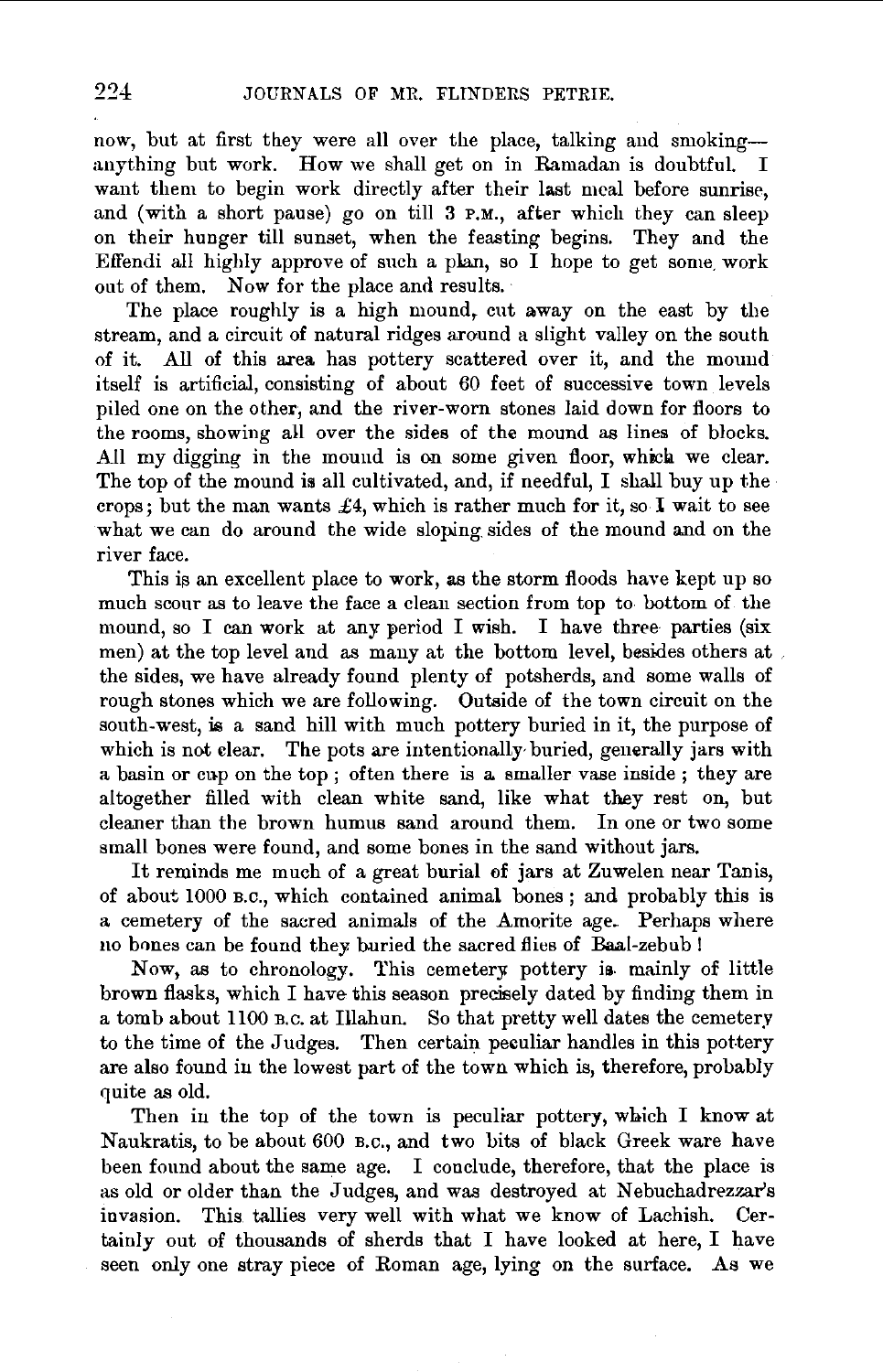now, but at first they were all over the place, talking and smoking—anything but work. How we shall get on in Ramadan is doubtful. I want them to begin work directly after their last meal before sunrise, and (with a short pause) go on till 3 P.M., after which they can sleep on their hunger till sunset, when the feasting begins. They and the Effendi all highly approve of such a plan, so I hope to get some work out of them. Now for the place and results.

The place roughly is a high mound, cut away on the east by the stream, and a circuit of natural ridges around a slight valley on the south of it. All of this area has pottery scattered over it, and the mound itself is artificial, consisting of about 60 feet of successive town levels piled one on the other, and the river-worn stones laid down for floors to the rooms, showing all over the sides of the mound as lines of blocks. All my digging in the mound is on some given floor, which we clear. The top of the mound is all cultivated, and, if needful, I shall buy up the crops; but the man wants £4, which is rather much for it, so I wait to see what we can do around the wide sloping sides of the mound and on the river face.

This is an excellent place to work, as the storm floods have kept up so much scour as to leave the face a clean section from top to bottom of the mound, so I can work at any period I wish. I have three parties (six men) at the top level and as many at the bottom level, besides others at the sides, we have already found plenty of potsherds, and some walls of rough stones which we are following. Outside of the town circuit on the south-west, is a sand hill with much pottery buried in it, the purpose of which is not clear. The pots are intentionally buried, generally jars with a basin or cup on the top; often there is a smaller vase inside; they are altogether filled with clean white sand, like what they rest on, but cleaner than the brown humus sand around them. In one or two some small bones were found, and some bones in the sand without jars.

It reminds me much of a great burial of jars at Zuwelen near Tanis, of about 1000 B.C., which contained animal bones; and probably this is a cemetery of the sacred animals of the Amorite age. Perhaps where no bones can be found they buried the sacred flies of Baal-zebub!

Now, as to chronology. This cemetery pottery is mainly of little brown flasks, which I have this season precisely dated by finding them in a tomb about 1100 B.C. at Illahun. So that pretty well dates the cemetery to the time of the Judges. Then certain peculiar handles in this pottery are also found in the lowest part of the town which is, therefore, probably quite as old.

Then in the top of the town is peculiar pottery, which I know at Naukratis, to be about 600 B.C., and two bits of black Greek ware have been found about the same age. I conclude, therefore, that the place is as old or older than the Judges, and was destroyed at Nebuchadrezzar's invasion. This tallies very well with what we know of Lachish. Certainly out of thousands of sherds that I have looked at here, I have seen only one stray piece of Roman age, lying on the surface. As we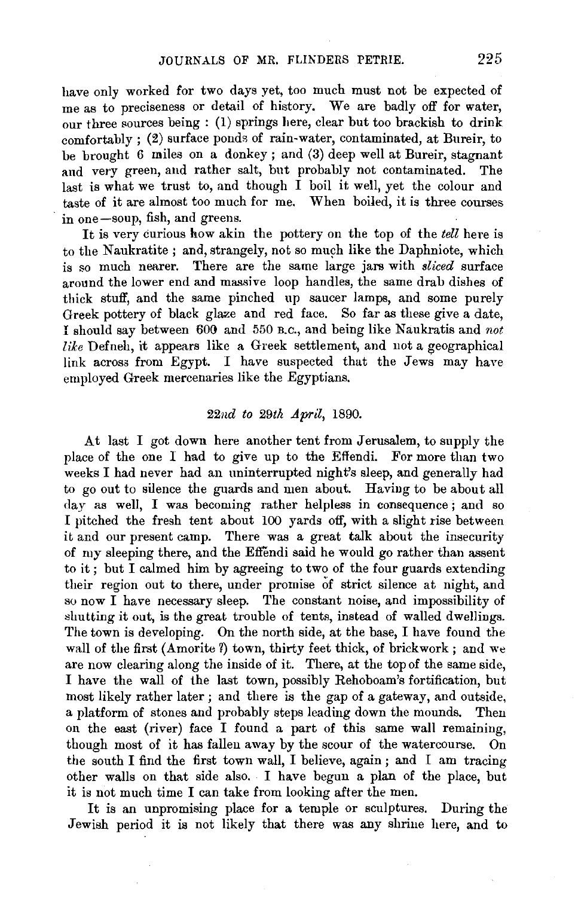have only worked for two days yet, too much must not be expected of me as to preciseness or detail of history. We are badly off for water, our three sources being : (1) springs here, clear but too brackish to drink comfortably ; (2) surface ponds of rain-water, contaminated, at Bureir, to be brought 6 miles on a donkey ; and (3) deep well at Bureir, stagnant and very green, and rather salt, but probably not contaminated. The last is what we trust to, and though I boil it well, yet the colour and taste of it are almost too much for me. When boiled, it is three courses in one—soup, fish, and greens.

It is very curious how akin the pottery on the top of the *tell* here is to the Naukratite ; and, strangely, not so much like the Daphniote, which is so much nearer. There are the same large jars with *sliced* surface around the lower end and massive loop handles, the same drab dishes of thick stuff, and the same pinched up saucer lamps, and some purely Greek pottery of black glaze and red face. So far as these give a date, I should say between 600 and 550 B.C., and being like Naukratis and *not like* Defneh, it appears like a Greek settlement, and not a geographical link across from Egypt. I have suspected that the Jews may have employed Greek mercenaries like the Egyptians.

*22nd to 29th April,* 1890.

At last I got down here another tent from Jerusalem, to supply the place of the one I had to give up to the Effendi. For more than two weeks I had never had an uninterrupted night's sleep, and generally had to go out to silence the guards and men about. Having to be about all day as well, I was becoming rather helpless in consequence ; and so I pitched the fresh tent about 100 yards off, with a slight rise between it and our present camp. There was a great talk about the insecurity of my sleeping there, and the Effendi said he would go rather than assent to it ; but I calmed him by agreeing to two of the four guards extending their region out to there, under promise of strict silence at night, and so now I have necessary sleep. The constant noise, and impossibility of shutting it out, is the great trouble of tents, instead of walled dwellings. The town is developing. On the north side, at the base, I have found the wall of the first (Amorite ?) town, thirty feet thick, of brickwork ; and we are now clearing along the inside of it. There, at the top of the same side, I have the wall of the last town, possibly Rehoboam's fortification, but most likely rather later ; and there is the gap of a gateway, and outside, a platform of stones and probably steps leading down the mounds. Then on the east (river) face I found a part of this same wall remaining, though most of it has fallen away by the scour of the watercourse. On the south I find the first town wall, I believe, again ; and I am tracing other walls on that side also. I have begun a plan of the place, but it is not much time I can take from looking after the men.

It is an unpromising place for a temple or sculptures. During the Jewish period it is not likely that there was any shrine here, and to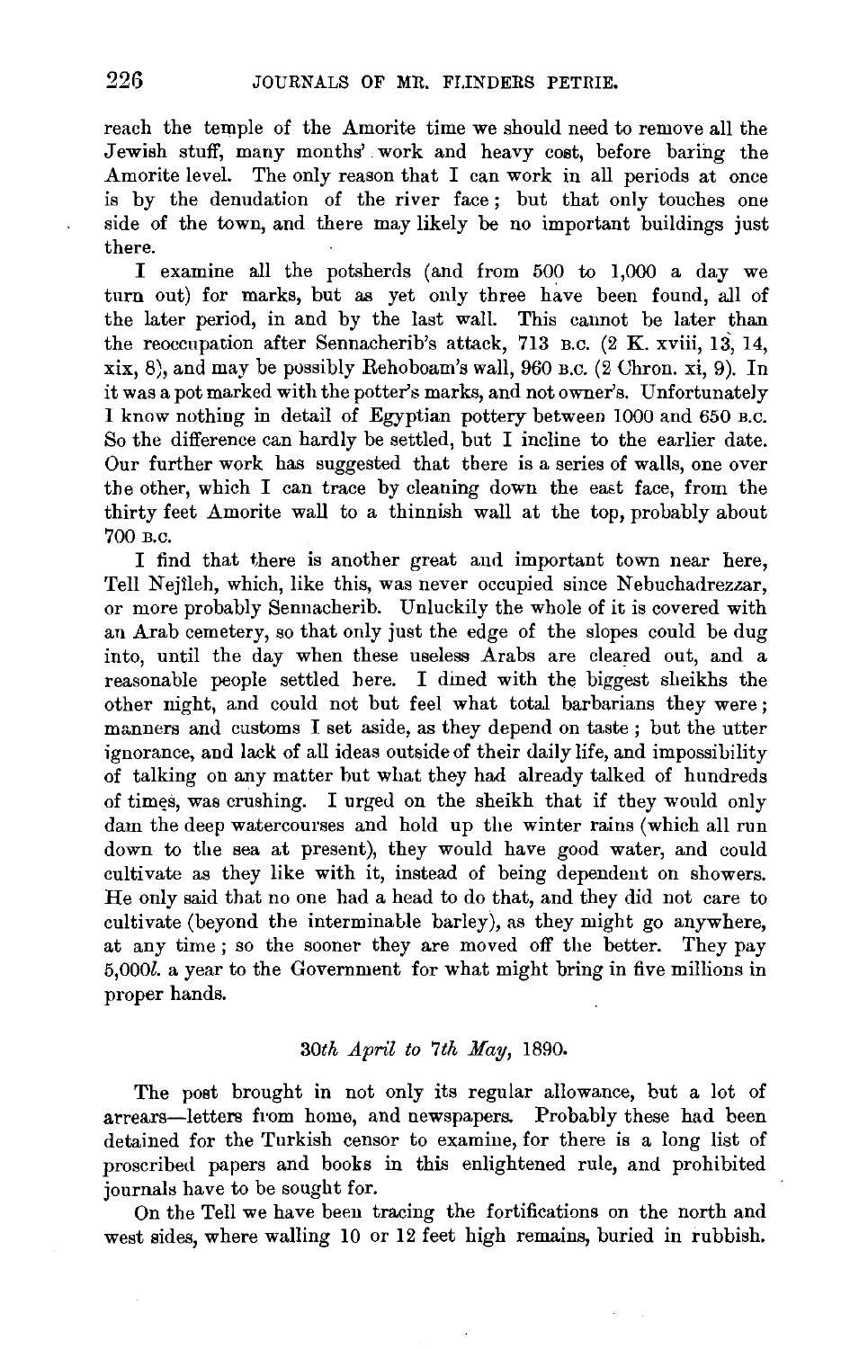reach the temple of the Amorite time we should need to remove all the Jewish stuff, many months' work and heavy cost, before baring the Amorite level. The only reason that I can work in all periods at once is by the denudation of the river face; but that only touches one side of the town, and there may likely be no important buildings just there.

I examine all the potsherds (and from 500 to 1,000 a day we turn out) for marks, but as yet only three have been found, all of the later period, in and by the last wall. This cannot be later than the reoccupation after Sennacherib's attack, 713 B.C. (2 K. xviii, 13, 14, xix, 8), and may be possibly Rehoboam's wall, 960 B.C. (2 Chron. xi, 9). In it was a pot marked with the potter's marks, and not owner's. Unfortunately I know nothing in detail of Egyptian pottery between 1000 and 650 B.C. So the difference can hardly be settled, but I incline to the earlier date. Our further work has suggested that there is a series of walls, one over the other, which I can trace by cleaning down the east face, from the thirty feet Amorite wall to a thinnish wall at the top, probably about 700 B.C.

I find that there is another great and important town near here, Tell Nejîleh, which, like this, was never occupied since Nebuchadrezzar, or more probably Sennacherib. Unluckily the whole of it is covered with an Arab cemetery, so that only just the edge of the slopes could be dug into, until the day when these useless Arabs are cleared out, and a reasonable people settled here. I dined with the biggest sheikhs the other night, and could not but feel what total barbarians they were; manners and customs I set aside, as they depend on taste; but the utter ignorance, and lack of all ideas outside of their daily life, and impossibility of talking on any matter but what they had already talked of hundreds of times, was crushing. I urged on the sheikh that if they would only dam the deep watercourses and hold up the winter rains (which all run down to the sea at present), they would have good water, and could cultivate as they like with it, instead of being dependent on showers. He only said that no one had a head to do that, and they did not care to cultivate (beyond the interminable barley), as they might go anywhere, at any time; so the sooner they are moved off the better. They pay 5,000*l.* a year to the Government for what might bring in five millions in proper hands.

### *30th April to 7th May*, 1890.

The post brought in not only its regular allowance, but a lot of arrears—letters from home, and newspapers. Probably these had been detained for the Turkish censor to examine, for there is a long list of proscribed papers and books in this enlightened rule, and prohibited journals have to be sought for.

On the Tell we have been tracing the fortifications on the north and west sides, where walling 10 or 12 feet high remains, buried in rubbish.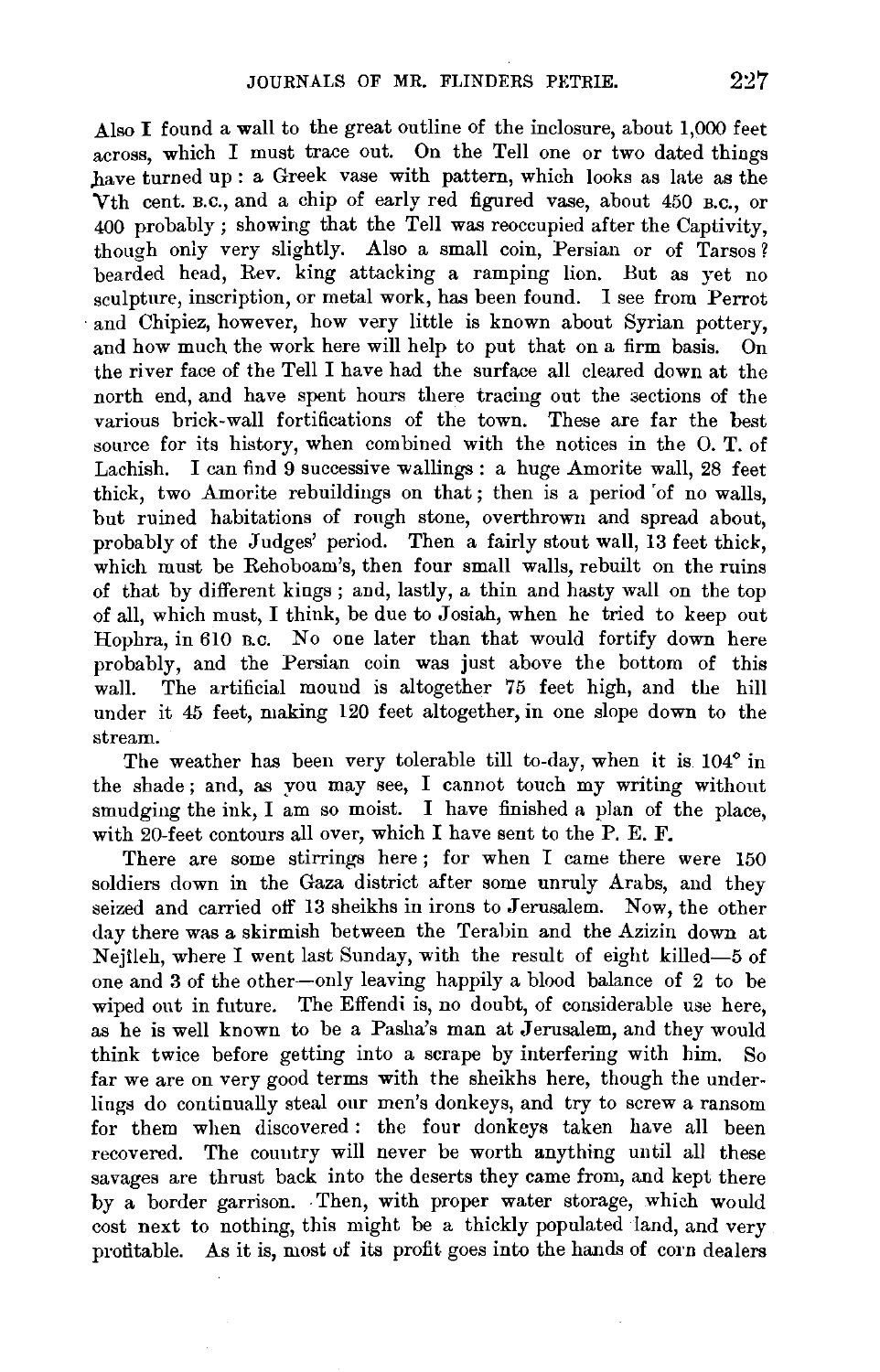Also I found a wall to the great outline of the inclosure, about 1,000 feet across, which I must trace out. On the Tell one or two dated things have turned up: a Greek vase with pattern, which looks as late as the Vth cent. B.C., and a chip of early red figured vase, about 450 B.C., or 400 probably; showing that the Tell was reoccupied after the Captivity, though only very slightly. Also a small coin, Persian or of Tarsos? bearded head, Rev. king attacking a ramping lion. But as yet no sculpture, inscription, or metal work, has been found. I see from Perrot and Chipiez, however, how very little is known about Syrian pottery, and how much the work here will help to put that on a firm basis. On the river face of the Tell I have had the surface all cleared down at the north end, and have spent hours there tracing out the sections of the various brick-wall fortifications of the town. These are far the best source for its history, when combined with the notices in the O. T. of Lachish. I can find 9 successive wallings: a huge Amorite wall, 28 feet thick, two Amorite rebuildings on that; then is a period of no walls, but ruined habitations of rough stone, overthrown and spread about, probably of the Judges' period. Then a fairly stout wall, 13 feet thick, which must be Rehoboam's, then four small walls, rebuilt on the ruins of that by different kings; and, lastly, a thin and hasty wall on the top of all, which must, I think, be due to Josiah, when he tried to keep out Hophra, in 610 B.C. No one later than that would fortify down here probably, and the Persian coin was just above the bottom of this wall. The artificial mound is altogether 75 feet high, and the hill under it 45 feet, making 120 feet altogether, in one slope down to the stream.

The weather has been very tolerable till to-day, when it is 104° in the shade; and, as you may see, I cannot touch my writing without smudging the ink, I am so moist. I have finished a plan of the place, with 20-feet contours all over, which I have sent to the P. E. F.

There are some stirrings here; for when I came there were 150 soldiers down in the Gaza district after some unruly Arabs, and they seized and carried off 13 sheikhs in irons to Jerusalem. Now, the other day there was a skirmish between the Terabin and the Azizin down at Nejîleh, where I went last Sunday, with the result of eight killed—5 of one and 3 of the other—only leaving happily a blood balance of 2 to be wiped out in future. The Effendi is, no doubt, of considerable use here, as he is well known to be a Pasha's man at Jerusalem, and they would think twice before getting into a scrape by interfering with him. So far we are on very good terms with the sheikhs here, though the underlings do continually steal our men's donkeys, and try to screw a ransom for them when discovered: the four donkeys taken have all been recovered. The country will never be worth anything until all these savages are thrust back into the deserts they came from, and kept there by a border garrison. Then, with proper water storage, which would cost next to nothing, this might be a thickly populated land, and very profitable. As it is, most of its profit goes into the hands of corn dealers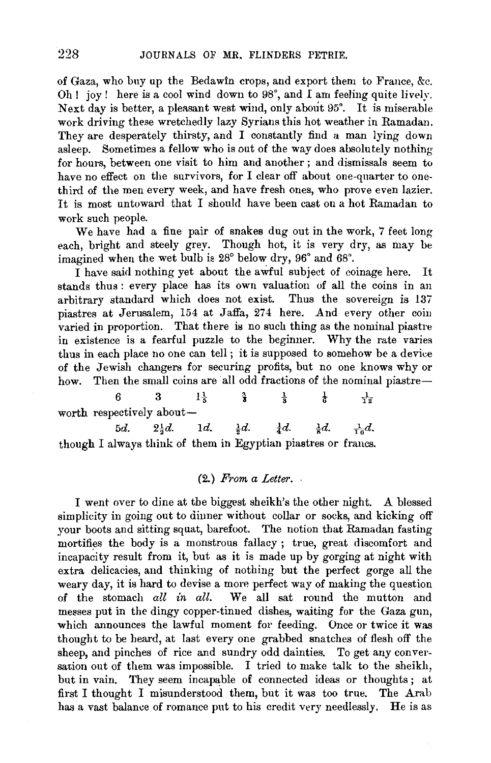of Gaza, who buy up the Bedawîn crops, and export them to France, &c. Oh! joy! here is a cool wind down to 98°, and I am feeling quite lively. Next day is better, a pleasant west wind, only about 95°. It is miserable work driving these wretchedly lazy Syrians this hot weather in Ramadan. They are desperately thirsty, and I constantly find a man lying down asleep. Sometimes a fellow who is out of the way does absolutely nothing for hours, between one visit to him and another; and dismissals seem to have no effect on the survivors, for I clear off about one-quarter to one-third of the men every week, and have fresh ones, who prove even lazier. It is most untoward that I should have been cast on a hot Ramadan to work such people.

We have had a fine pair of snakes dug out in the work, 7 feet long each, bright and steely grey. Though hot, it is very dry, as may be imagined when the wet bulb is 28° below dry, 96° and 68°.

I have said nothing yet about the awful subject of coinage here. It stands thus: every place has its own valuation of all the coins in an arbitrary standard which does not exist. Thus the sovereign is 137 piastres at Jerusalem, 154 at Jaffa, 274 here. And every other coin varied in proportion. That there is no such thing as the nominal piastre in existence is a fearful puzzle to the beginner. Why the rate varies thus in each place no one can tell; it is supposed to somehow be a device of the Jewish changers for securing profits, but no one knows why or how. Then the small coins are all odd fractions of the nominal piastre—

$6 \quad 3 \quad 1\frac{1}{5} \quad \frac{3}{8} \quad \frac{1}{3} \quad \frac{1}{6} \quad \frac{1}{12}$

worth respectively about—

$5d. \quad 2\frac{1}{2}d. \quad 1d. \quad \frac{1}{2}d. \quad \frac{1}{4}d. \quad \frac{1}{8}d. \quad \frac{1}{16}d.$

though I always think of them in Egyptian piastres or francs.

### (2.) *From a Letter.*

I went over to dine at the biggest sheikh's the other night. A blessed simplicity in going out to dinner without collar or socks, and kicking off your boots and sitting squat, barefoot. The notion that Ramadan fasting mortifies the body is a monstrous fallacy; true, great discomfort and incapacity result from it, but as it is made up by gorging at night with extra delicacies, and thinking of nothing but the perfect gorge all the weary day, it is hard to devise a more perfect way of making the question of the stomach *all in all.* We all sat round the mutton and messes put in the dingy copper-tinned dishes, waiting for the Gaza gun, which announces the lawful moment for feeding. Once or twice it was thought to be heard, at last every one grabbed snatches of flesh off the sheep, and pinches of rice and sundry odd dainties. To get any conversation out of them was impossible. I tried to make talk to the sheikh, but in vain. They seem incapable of connected ideas or thoughts; at first I thought I misunderstood them, but it was too true. The Arab has a vast balance of romance put to his credit very needlessly. He is as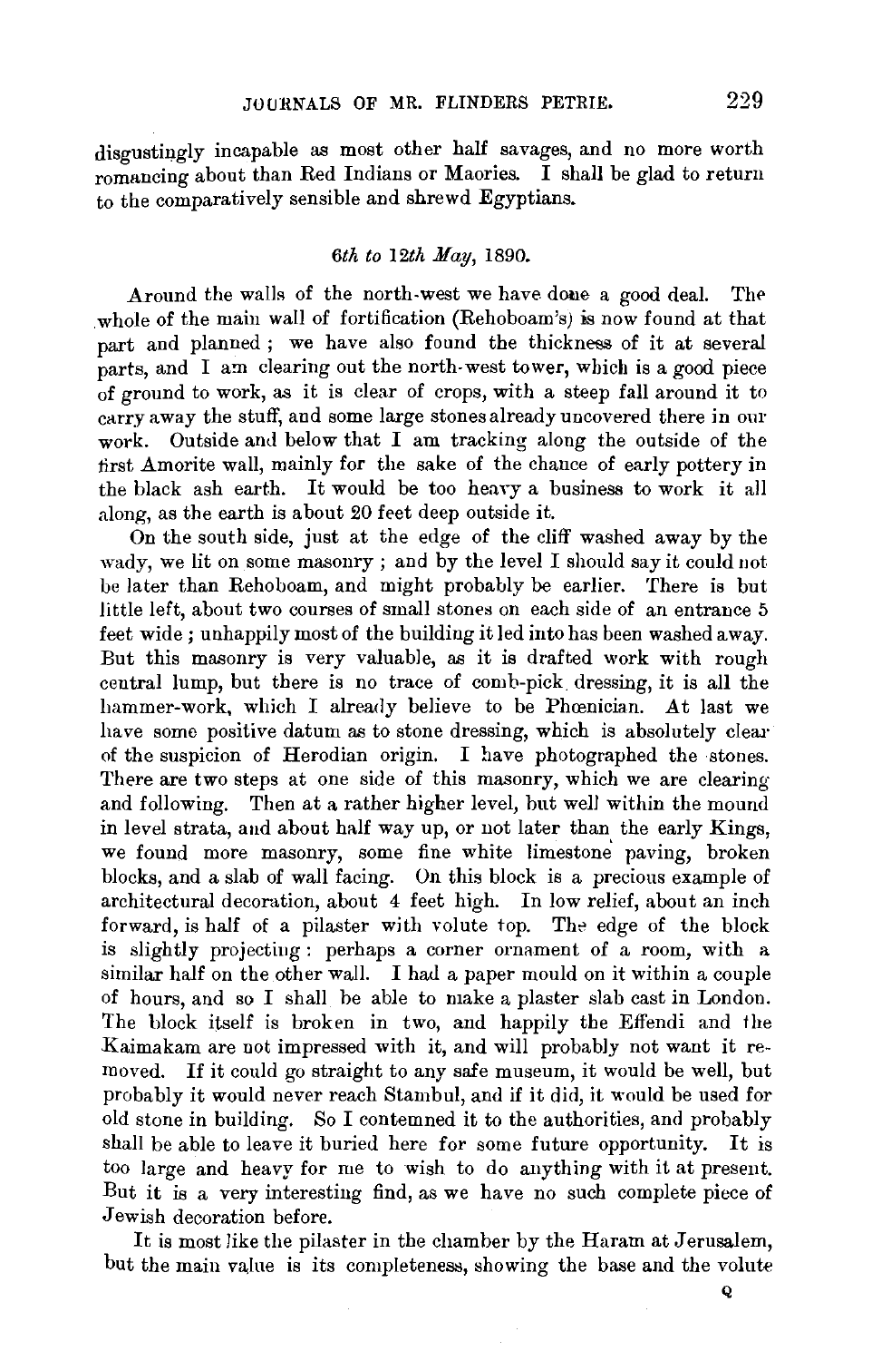disgustingly incapable as most other half savages, and no more worth romancing about than Red Indians or Maories. I shall be glad to return to the comparatively sensible and shrewd Egyptians.

*6th to 12th May, 1890.*

Around the walls of the north-west we have done a good deal. The whole of the main wall of fortification (Rehoboam's) is now found at that part and planned; we have also found the thickness of it at several parts, and I am clearing out the north-west tower, which is a good piece of ground to work, as it is clear of crops, with a steep fall around it to carry away the stuff, and some large stones already uncovered there in our work. Outside and below that I am tracking along the outside of the first Amorite wall, mainly for the sake of the chance of early pottery in the black ash earth. It would be too heavy a business to work it all along, as the earth is about 20 feet deep outside it.

On the south side, just at the edge of the cliff washed away by the wady, we lit on some masonry; and by the level I should say it could not be later than Rehoboam, and might probably be earlier. There is but little left, about two courses of small stones on each side of an entrance 5 feet wide; unhappily most of the building it led into has been washed away. But this masonry is very valuable, as it is drafted work with rough central lump, but there is no trace of comb-pick dressing, it is all the hammer-work, which I already believe to be Phœnician. At last we have some positive datum as to stone dressing, which is absolutely clear of the suspicion of Herodian origin. I have photographed the stones. There are two steps at one side of this masonry, which we are clearing and following. Then at a rather higher level, but well within the mound in level strata, and about half way up, or not later than the early Kings, we found more masonry, some fine white limestone paving, broken blocks, and a slab of wall facing. On this block is a precious example of architectural decoration, about 4 feet high. In low relief, about an inch forward, is half of a pilaster with volute top. The edge of the block is slightly projecting: perhaps a corner ornament of a room, with a similar half on the other wall. I had a paper mould on it within a couple of hours, and so I shall be able to make a plaster slab cast in London. The block itself is broken in two, and happily the Effendi and the Kaimakam are not impressed with it, and will probably not want it removed. If it could go straight to any safe museum, it would be well, but probably it would never reach Stambul, and if it did, it would be used for old stone in building. So I contemned it to the authorities, and probably shall be able to leave it buried here for some future opportunity. It is too large and heavy for me to wish to do anything with it at present. But it is a very interesting find, as we have no such complete piece of Jewish decoration before.

It is most like the pilaster in the chamber by the Haram at Jerusalem, but the main value is its completeness, showing the base and the volute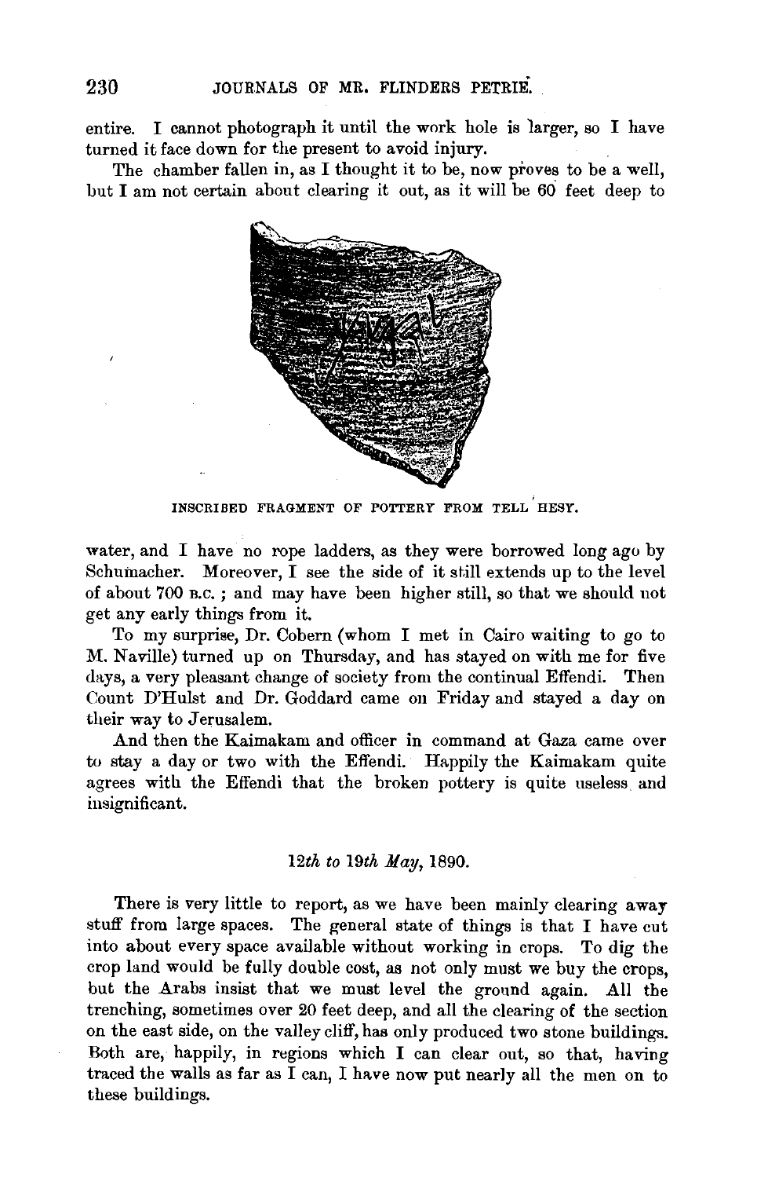entire. I cannot photograph it until the work hole is larger, so I have turned it face down for the present to avoid injury.

The chamber fallen in, as I thought it to be, now proves to be a well, but I am not certain about clearing it out, as it will be 60 feet deep to

INSCRIBED FRAGMENT OF POTTERY FROM TELL HESY.

water, and I have no rope ladders, as they were borrowed long ago by Schumacher. Moreover, I see the side of it still extends up to the level of about 700 B.C.; and may have been higher still, so that we should not get any early things from it.

To my surprise, Dr. Cobern (whom I met in Cairo waiting to go to M. Naville) turned up on Thursday, and has stayed on with me for five days, a very pleasant change of society from the continual Effendi. Then Count D'Hulst and Dr. Goddard came on Friday and stayed a day on their way to Jerusalem.

And then the Kaimakam and officer in command at Gaza came over to stay a day or two with the Effendi. Happily the Kaimakam quite agrees with the Effendi that the broken pottery is quite useless and insignificant.

### *12th to 19th May*, 1890.

There is very little to report, as we have been mainly clearing away stuff from large spaces. The general state of things is that I have cut into about every space available without working in crops. To dig the crop land would be fully double cost, as not only must we buy the crops, but the Arabs insist that we must level the ground again. All the trenching, sometimes over 20 feet deep, and all the clearing of the section on the east side, on the valley cliff, has only produced two stone buildings. Both are, happily, in regions which I can clear out, so that, having traced the walls as far as I can, I have now put nearly all the men on to these buildings.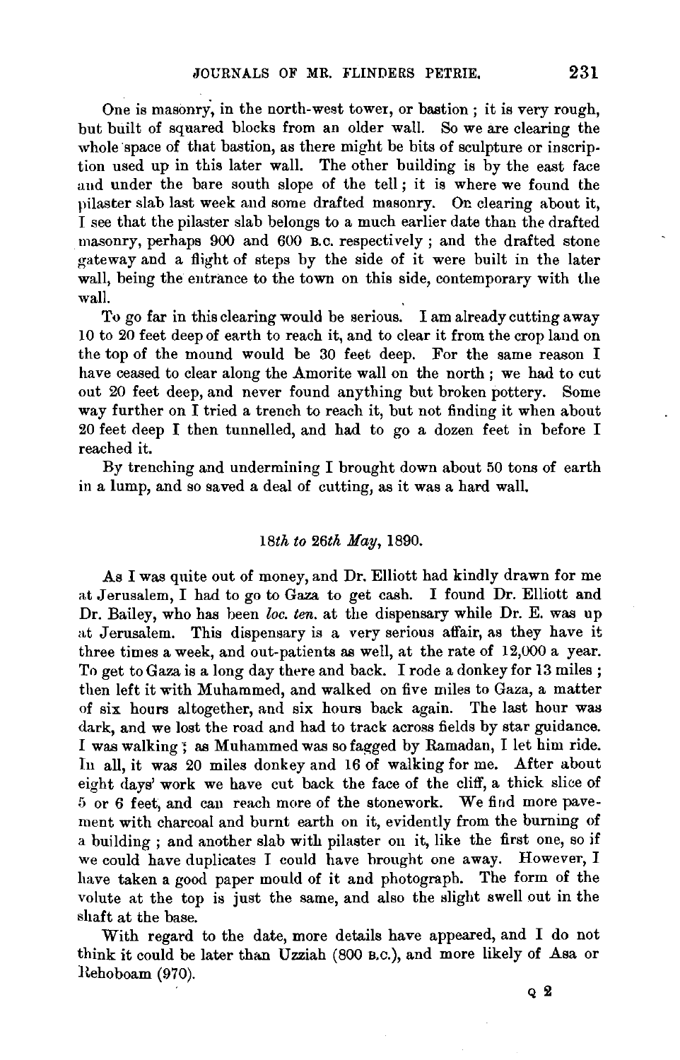One is masonry, in the north-west tower, or bastion ; it is very rough, but built of squared blocks from an older wall. So we are clearing the whole space of that bastion, as there might be bits of sculpture or inscription used up in this later wall. The other building is by the east face and under the bare south slope of the tell ; it is where we found the pilaster slab last week and some drafted masonry. On clearing about it, I see that the pilaster slab belongs to a much earlier date than the drafted masonry, perhaps 900 and 600 B.C. respectively ; and the drafted stone gateway and a flight of steps by the side of it were built in the later wall, being the entrance to the town on this side, contemporary with the wall.

To go far in this clearing would be serious. I am already cutting away 10 to 20 feet deep of earth to reach it, and to clear it from the crop land on the top of the mound would be 30 feet deep. For the same reason I have ceased to clear along the Amorite wall on the north ; we had to cut out 20 feet deep, and never found anything but broken pottery. Some way further on I tried a trench to reach it, but not finding it when about 20 feet deep I then tunnelled, and had to go a dozen feet in before I reached it.

By trenching and undermining I brought down about 50 tons of earth in a lump, and so saved a deal of cutting, as it was a hard wall.

*18th to 26th May*, 1890.

As I was quite out of money, and Dr. Elliott had kindly drawn for me at Jerusalem, I had to go to Gaza to get cash. I found Dr. Elliott and Dr. Bailey, who has been *loc. ten.* at the dispensary while Dr. E. was up at Jerusalem. This dispensary is a very serious affair, as they have it three times a week, and out-patients as well, at the rate of 12,000 a year. To get to Gaza is a long day there and back. I rode a donkey for 13 miles ; then left it with Muhammed, and walked on five miles to Gaza, a matter of six hours altogether, and six hours back again. The last hour was dark, and we lost the road and had to track across fields by star guidance. I was walking ; as Muhammed was so fagged by Ramadan, I let him ride. In all, it was 20 miles donkey and 16 of walking for me. After about eight days' work we have cut back the face of the cliff, a thick slice of 5 or 6 feet, and can reach more of the stonework. We find more pavement with charcoal and burnt earth on it, evidently from the burning of a building ; and another slab with pilaster on it, like the first one, so if we could have duplicates I could have brought one away. However, I have taken a good paper mould of it and photograph. The form of the volute at the top is just the same, and also the slight swell out in the shaft at the base.

With regard to the date, more details have appeared, and I do not think it could be later than Uzziah (800 B.C.), and more likely of Asa or Rehoboam (970).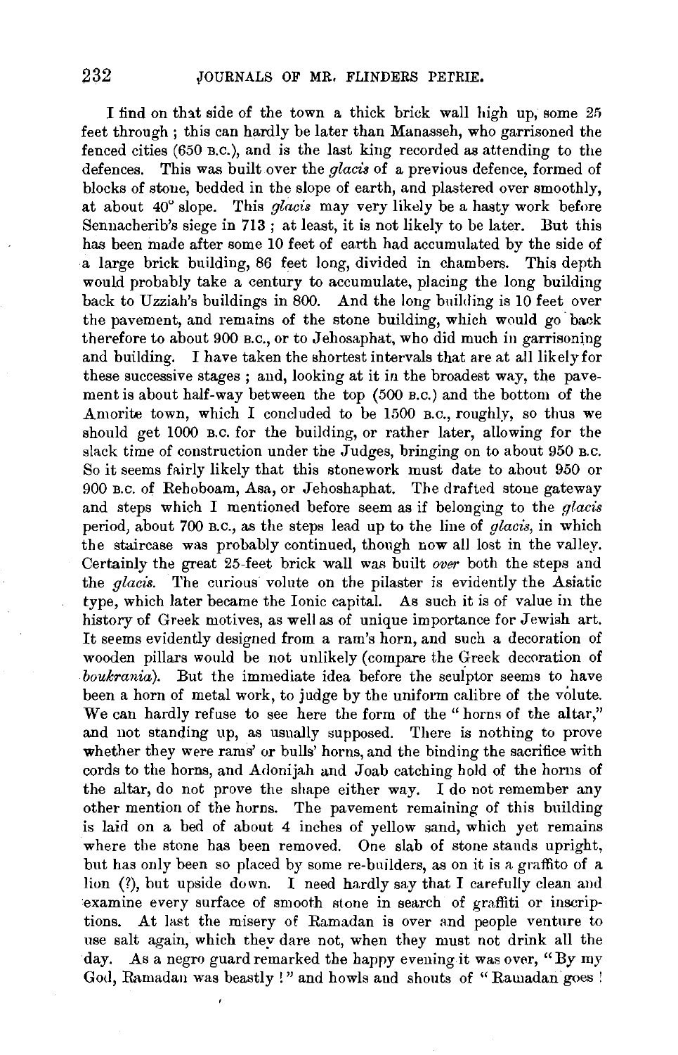I find on that side of the town a thick brick wall high up, some 25 feet through; this can hardly be later than Manasseh, who garrisoned the fenced cities (650 B.C.), and is the last king recorded as attending to the defences. This was built over the *glacis* of a previous defence, formed of blocks of stone, bedded in the slope of earth, and plastered over smoothly, at about 40° slope. This *glacis* may very likely be a hasty work before Sennacherib's siege in 713; at least, it is not likely to be later. But this has been made after some 10 feet of earth had accumulated by the side of a large brick building, 86 feet long, divided in chambers. This depth would probably take a century to accumulate, placing the long building back to Uzziah's buildings in 800. And the long building is 10 feet over the pavement, and remains of the stone building, which would go back therefore to about 900 B.C., or to Jehosaphat, who did much in garrisoning and building. I have taken the shortest intervals that are at all likely for these successive stages; and, looking at it in the broadest way, the pavement is about half-way between the top (500 B.C.) and the bottom of the Amorite town, which I concluded to be 1500 B.C., roughly, so thus we should get 1000 B.C. for the building, or rather later, allowing for the slack time of construction under the Judges, bringing on to about 950 B.C. So it seems fairly likely that this stonework must date to about 950 or 900 B.C. of Rehoboam, Asa, or Jehoshaphat. The drafted stone gateway and steps which I mentioned before seem as if belonging to the *glacis* period, about 700 B.C., as the steps lead up to the line of *glacis*, in which the staircase was probably continued, though now all lost in the valley. Certainly the great 25-feet brick wall was built *over* both the steps and the *glacis*. The curious volute on the pilaster is evidently the Asiatic type, which later became the Ionic capital. As such it is of value in the history of Greek motives, as well as of unique importance for Jewish art. It seems evidently designed from a ram's horn, and such a decoration of wooden pillars would be not unlikely (compare the Greek decoration of *boukrania*). But the immediate idea before the sculptor seems to have been a horn of metal work, to judge by the uniform calibre of the volute. We can hardly refuse to see here the form of the "horns of the altar," and not standing up, as usually supposed. There is nothing to prove whether they were rams' or bulls' horns, and the binding the sacrifice with cords to the horns, and Adonijah and Joab catching hold of the horns of the altar, do not prove the shape either way. I do not remember any other mention of the horns. The pavement remaining of this building is laid on a bed of about 4 inches of yellow sand, which yet remains where the stone has been removed. One slab of stone stands upright, but has only been so placed by some re-builders, as on it is a graffito of a lion (?), but upside down. I need hardly say that I carefully clean and examine every surface of smooth stone in search of graffiti or inscriptions. At last the misery of Ramadan is over and people venture to use salt again, which they dare not, when they must not drink all the day. As a negro guard remarked the happy evening it was over, "By my God, Ramadan was beastly!" and howls and shouts of "Ramadan goes!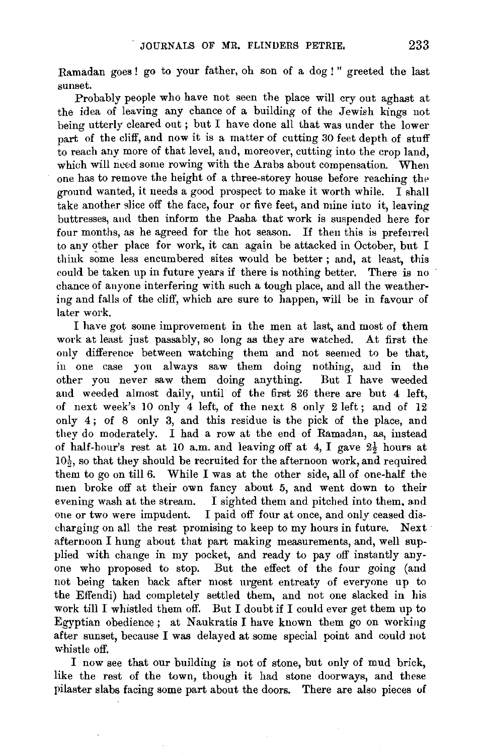Ramadan goes! go to your father, oh son of a dog!" greeted the last sunset.

Probably people who have not seen the place will cry out aghast at the idea of leaving any chance of a building of the Jewish kings not being utterly cleared out; but I have done all that was under the lower part of the cliff, and now it is a matter of cutting 30 feet depth of stuff to reach any more of that level, and, moreover, cutting into the crop land, which will need some rowing with the Arabs about compensation. When one has to remove the height of a three-storey house before reaching the ground wanted, it needs a good prospect to make it worth while. I shall take another slice off the face, four or five feet, and mine into it, leaving buttresses, and then inform the Pasha that work is suspended here for four months, as he agreed for the hot season. If then this is preferred to any other place for work, it can again be attacked in October, but I think some less encumbered sites would be better; and, at least, this could be taken up in future years if there is nothing better. There is no chance of anyone interfering with such a tough place, and all the weathering and falls of the cliff, which are sure to happen, will be in favour of later work.

I have got some improvement in the men at last, and most of them work at least just passably, so long as they are watched. At first the only difference between watching them and not seemed to be that, in one case you always saw them doing nothing, and in the other you never saw them doing anything. But I have weeded and weeded almost daily, until of the first 26 there are but 4 left, of next week's 10 only 4 left, of the next 8 only 2 left; and of 12 only 4; of 8 only 3, and this residue is the pick of the place, and they do moderately. I had a row at the end of Ramadan, as, instead of half-hour's rest at 10 a.m. and leaving off at 4, I gave $2\frac{1}{2}$ hours at $10\frac{1}{2}$, so that they should be recruited for the afternoon work, and required them to go on till 6. While I was at the other side, all of one-half the men broke off at their own fancy about 5, and went down to their evening wash at the stream. I sighted them and pitched into them, and one or two were impudent. I paid off four at once, and only ceased discharging on all the rest promising to keep to my hours in future. Next afternoon I hung about that part making measurements, and, well supplied with change in my pocket, and ready to pay off instantly anyone who proposed to stop. But the effect of the four going (and not being taken back after most urgent entreaty of everyone up to the Effendi) had completely settled them, and not one slacked in his work till I whistled them off. But I doubt if I could ever get them up to Egyptian obedience; at Naukratis I have known them go on working after sunset, because I was delayed at some special point and could not whistle off.

I now see that our building is not of stone, but only of mud brick, like the rest of the town, though it had stone doorways, and these pilaster slabs facing some part about the doors. There are also pieces of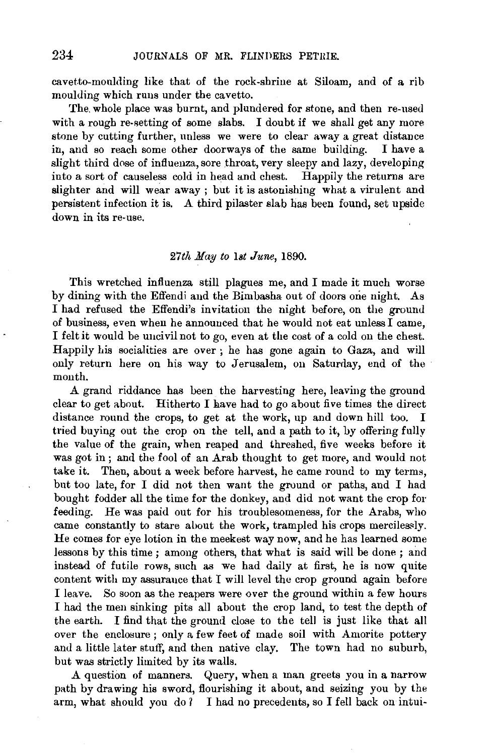cavetto-moulding like that of the rock-shrine at Siloam, and of a rib moulding which runs under the cavetto.

The whole place was burnt, and plundered for stone, and then re-used with a rough re-setting of some slabs. I doubt if we shall get any more stone by cutting further, unless we were to clear away a great distance in, and so reach some other doorways of the same building. I have a slight third dose of influenza, sore throat, very sleepy and lazy, developing into a sort of causeless cold in head and chest. Happily the returns are slighter and will wear away; but it is astonishing what a virulent and persistent infection it is. A third pilaster slab has been found, set upside down in its re-use.

*27th May to 1st June*, 1890.

This wretched influenza still plagues me, and I made it much worse by dining with the Effendi and the Bimbasha out of doors one night. As I had refused the Effendi's invitation the night before, on the ground of business, even when he announced that he would not eat unless I came, I felt it would be uncivil not to go, even at the cost of a cold on the chest. Happily his socialities are over; he has gone again to Gaza, and will only return here on his way to Jerusalem, on Saturday, end of the month.

A grand riddance has been the harvesting here, leaving the ground clear to get about. Hitherto I have had to go about five times the direct distance round the crops, to get at the work, up and down hill too. I tried buying out the crop on the tell, and a path to it, by offering fully the value of the grain, when reaped and threshed, five weeks before it was got in; and the fool of an Arab thought to get more, and would not take it. Then, about a week before harvest, he came round to my terms, but too late, for I did not then want the ground or paths, and I had bought fodder all the time for the donkey, and did not want the crop for feeding. He was paid out for his troublesomeness, for the Arabs, who came constantly to stare about the work, trampled his crops mercilessly. He comes for eye lotion in the meekest way now, and he has learned some lessons by this time; among others, that what is said will be done; and instead of futile rows, such as we had daily at first, he is now quite content with my assurance that I will level the crop ground again before I leave. So soon as the reapers were over the ground within a few hours I had the men sinking pits all about the crop land, to test the depth of the earth. I find that the ground close to the tell is just like that all over the enclosure; only a few feet of made soil with Amorite pottery and a little later stuff, and then native clay. The town had no suburb, but was strictly limited by its walls.

A question of manners. Query, when a man greets you in a narrow path by drawing his sword, flourishing it about, and seizing you by the arm, what should you do? I had no precedents, so I fell back on intui-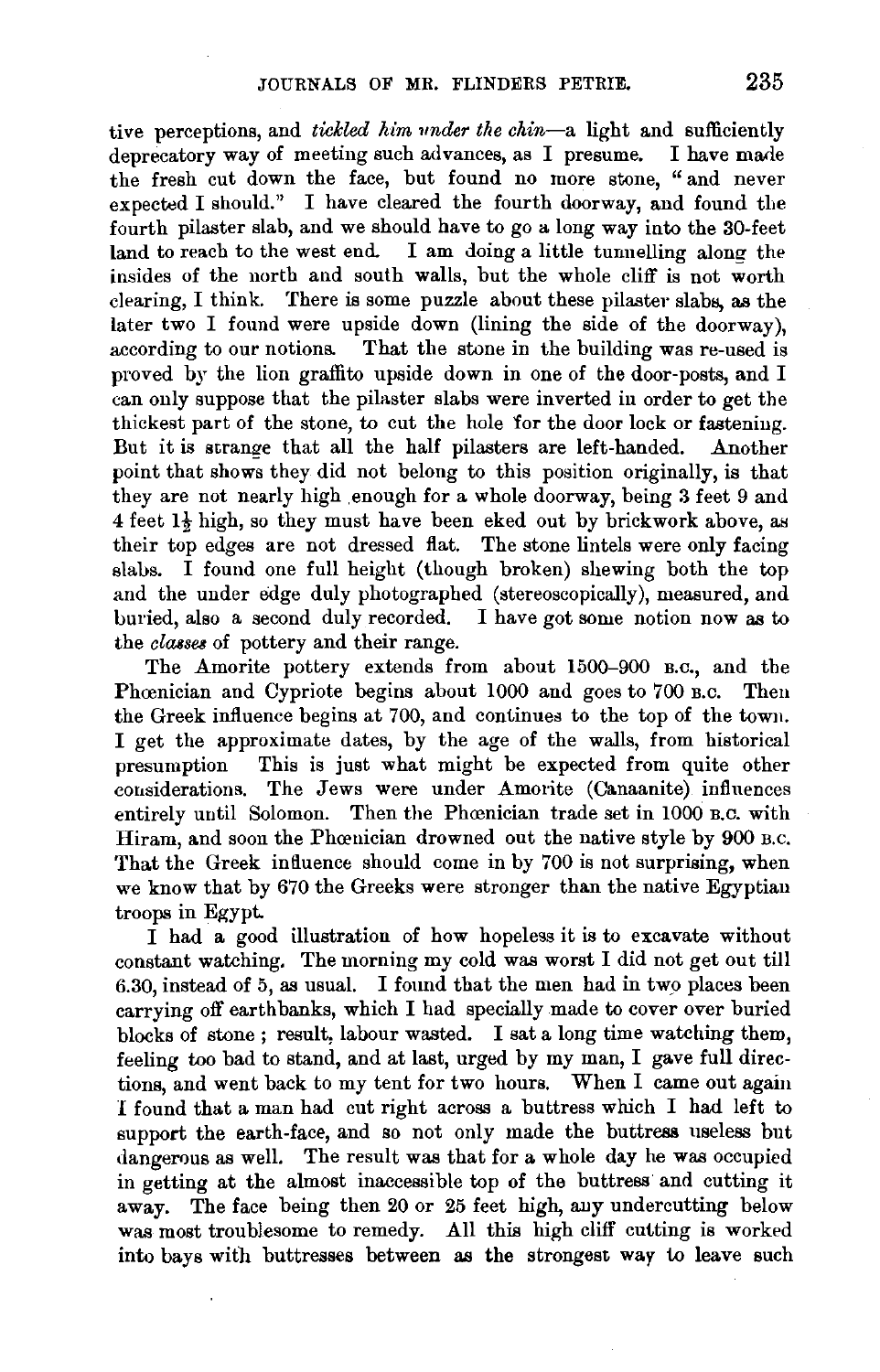tive perceptions, and *tickled him under the chin*—a light and sufficiently deprecatory way of meeting such advances, as I presume. I have made the fresh cut down the face, but found no more stone, "and never expected I should." I have cleared the fourth doorway, and found the fourth pilaster slab, and we should have to go a long way into the 30-feet land to reach to the west end. I am doing a little tunnelling along the insides of the north and south walls, but the whole cliff is not worth clearing, I think. There is some puzzle about these pilaster slabs, as the later two I found were upside down (lining the side of the doorway), according to our notions. That the stone in the building was re-used is proved by the lion graffito upside down in one of the door-posts, and I can only suppose that the pilaster slabs were inverted in order to get the thickest part of the stone, to cut the hole for the door lock or fastening. But it is strange that all the half pilasters are left-handed. Another point that shows they did not belong to this position originally, is that they are not nearly high enough for a whole doorway, being 3 feet 9 and 4 feet 1½ high, so they must have been eked out by brickwork above, as their top edges are not dressed flat. The stone lintels were only facing slabs. I found one full height (though broken) shewing both the top and the under edge duly photographed (stereoscopically), measured, and buried, also a second duly recorded. I have got some notion now as to the *classes* of pottery and their range.

The Amorite pottery extends from about 1500–900 B.C., and the Phœnician and Cypriote begins about 1000 and goes to 700 B.C. Then the Greek influence begins at 700, and continues to the top of the town. I get the approximate dates, by the age of the walls, from historical presumption This is just what might be expected from quite other considerations. The Jews were under Amorite (Canaanite) influences entirely until Solomon. Then the Phœnician trade set in 1000 B.C. with Hiram, and soon the Phœnician drowned out the native style by 900 B.C. That the Greek influence should come in by 700 is not surprising, when we know that by 670 the Greeks were stronger than the native Egyptian troops in Egypt.

I had a good illustration of how hopeless it is to excavate without constant watching. The morning my cold was worst I did not get out till 6.30, instead of 5, as usual. I found that the men had in two places been carrying off earthbanks, which I had specially made to cover over buried blocks of stone ; result, labour wasted. I sat a long time watching them, feeling too bad to stand, and at last, urged by my man, I gave full directions, and went back to my tent for two hours. When I came out again I found that a man had cut right across a buttress which I had left to support the earth-face, and so not only made the buttress useless but dangerous as well. The result was that for a whole day he was occupied in getting at the almost inaccessible top of the buttress and cutting it away. The face being then 20 or 25 feet high, any undercutting below was most troublesome to remedy. All this high cliff cutting is worked into bays with buttresses between as the strongest way to leave such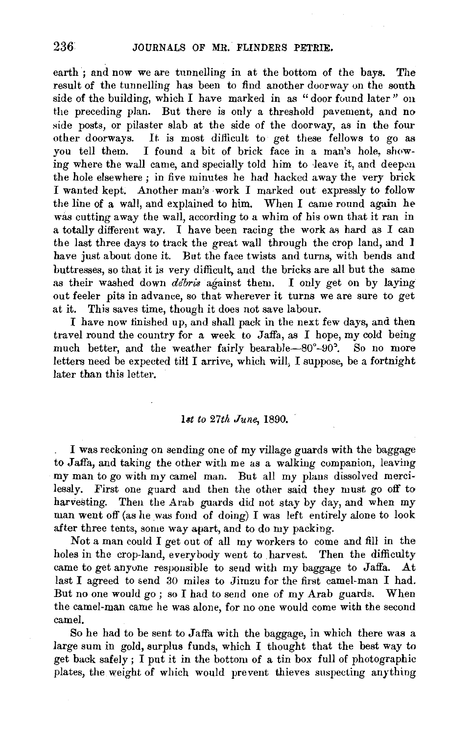earth ; and now we are tunnelling in at the bottom of the bays. The result of the tunnelling has been to find another doorway on the south side of the building, which I have marked in as "door found later" on the preceding plan. But there is only a threshold pavement, and no side posts, or pilaster slab at the side of the doorway, as in the four other doorways. It is most difficult to get these fellows to go as you tell them. I found a bit of brick face in a man's hole, showing where the wall came, and specially told him to leave it, and deepen the hole elsewhere ; in five minutes he had hacked away the very brick I wanted kept. Another man's work I marked out expressly to follow the line of a wall, and explained to him. When I came round again he was cutting away the wall, according to a whim of his own that it ran in a totally different way. I have been racing the work as hard as I can the last three days to track the great wall through the crop land, and I have just about done it. But the face twists and turns, with bends and buttresses, so that it is very difficult, and the bricks are all but the same as their washed down *débris* against them. I only get on by laying out feeler pits in advance, so that wherever it turns we are sure to get at it. This saves time, though it does not save labour.

I have now finished up, and shall pack in the next few days, and then travel round the country for a week to Jaffa, as I hope, my cold being much better, and the weather fairly bearable—80°-90°. So no more letters need be expected till I arrive, which will, I suppose, be a fortnight later than this letter.

### *1st to 27th June*, 1890.

I was reckoning on sending one of my village guards with the baggage to Jaffa, and taking the other with me as a walking companion, leaving my man to go with my camel man. But all my plans dissolved mercilessly. First one guard and then the other said they must go off to harvesting. Then the Arab guards did not stay by day, and when my man went off (as he was fond of doing) I was left entirely alone to look after three tents, some way apart, and to do my packing.

Not a man could I get out of all my workers to come and fill in the holes in the crop-land, everybody went to harvest. Then the difficulty came to get anyone responsible to send with my baggage to Jaffa. At last I agreed to send 30 miles to Jimzu for the first camel-man I had. But no one would go ; so I had to send one of my Arab guards. When the camel-man came he was alone, for no one would come with the second camel.

So he had to be sent to Jaffa with the baggage, in which there was a large sum in gold, surplus funds, which I thought that the best way to get back safely ; I put it in the bottom of a tin box full of photographic plates, the weight of which would prevent thieves suspecting anything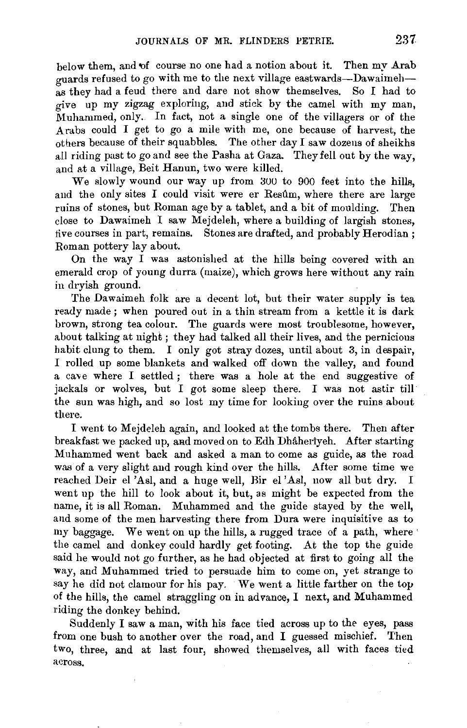below them, and of course no one had a notion about it. Then my Arab guards refused to go with me to the next village eastwards—Dawaimeh—as they had a feud there and dare not show themselves. So I had to give up my zigzag exploring, and stick by the camel with my man, Muhammed, only. In fact, not a single one of the villagers or of the Arabs could I get to go a mile with me, one because of harvest, the others because of their squabbles. The other day I saw dozens of sheikhs all riding past to go and see the Pasha at Gaza. They fell out by the way, and at a village, Beit Hanun, two were killed.

We slowly wound our way up from 300 to 900 feet into the hills, and the only sites I could visit were er Resûm, where there are large ruins of stones, but Roman age by a tablet, and a bit of moulding. Then close to Dawaimeh I saw Mejdeleh, where a building of largish stones, five courses in part, remains. Stones are drafted, and probably Herodian; Roman pottery lay about.

On the way I was astonished at the hills being covered with an emerald crop of young durra (maize), which grows here without any rain in dryish ground.

The Dawaimeh folk are a decent lot, but their water supply is tea ready made; when poured out in a thin stream from a kettle it is dark brown, strong tea colour. The guards were most troublesome, however, about talking at night; they had talked all their lives, and the pernicious habit clung to them. I only got stray dozes, until about 3, in despair, I rolled up some blankets and walked off down the valley, and found a cave where I settled; there was a hole at the end suggestive of jackals or wolves, but I got some sleep there. I was not astir till the sun was high, and so lost my time for looking over the ruins about there.

I went to Mejdeleh again, and looked at the tombs there. Then after breakfast we packed up, and moved on to Edh Dhâherîyeh. After starting Muhammed went back and asked a man to come as guide, as the road was of a very slight and rough kind over the hills. After some time we reached Deir el 'Asl, and a huge well, Bir el 'Asl, now all but dry. I went up the hill to look about it, but, as might be expected from the name, it is all Roman. Muhammed and the guide stayed by the well, and some of the men harvesting there from Dura were inquisitive as to my baggage. We went on up the hills, a rugged trace of a path, where the camel and donkey could hardly get footing. At the top the guide said he would not go further, as he had objected at first to going all the way, and Muhammed tried to persuade him to come on, yet strange to say he did not clamour for his pay. We went a little farther on the top of the hills, the camel straggling on in advance, I next, and Muhammed riding the donkey behind.

Suddenly I saw a man, with his face tied across up to the eyes, pass from one bush to another over the road, and I guessed mischief. Then two, three, and at last four, showed themselves, all with faces tied across.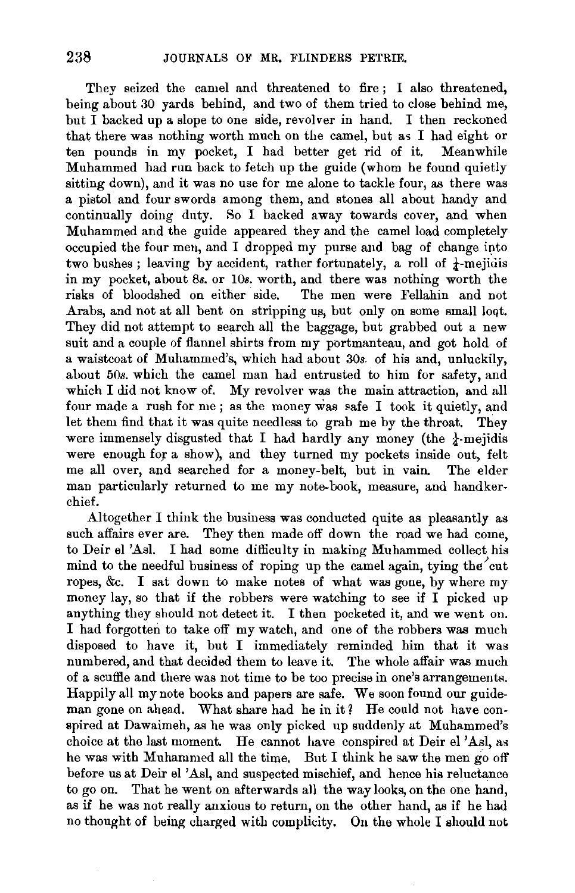They seized the camel and threatened to fire; I also threatened, being about 30 yards behind, and two of them tried to close behind me, but I backed up a slope to one side, revolver in hand. I then reckoned that there was nothing worth much on the camel, but as I had eight or ten pounds in my pocket, I had better get rid of it. Meanwhile Muhammed had run back to fetch up the guide (whom he found quietly sitting down), and it was no use for me alone to tackle four, as there was a pistol and four swords among them, and stones all about handy and continually doing duty. So I backed away towards cover, and when Muhammed and the guide appeared they and the camel load completely occupied the four men, and I dropped my purse and bag of change into two bushes; leaving by accident, rather fortunately, a roll of ¼-mejidis in my pocket, about 8*s.* or 10*s.* worth, and there was nothing worth the risks of bloodshed on either side. The men were Fellahin and not Arabs, and not at all bent on stripping us, but only on some small loot. They did not attempt to search all the baggage, but grabbed out a new suit and a couple of flannel shirts from my portmanteau, and got hold of a waistcoat of Muhammed's, which had about 30*s.* of his and, unluckily, about 50*s.* which the camel man had entrusted to him for safety, and which I did not know of. My revolver was the main attraction, and all four made a rush for me; as the money was safe I took it quietly, and let them find that it was quite needless to grab me by the throat. They were immensely disgusted that I had hardly any money (the ¼-mejidis were enough for a show), and they turned my pockets inside out, felt me all over, and searched for a money-belt, but in vain. The elder man particularly returned to me my note-book, measure, and handkerchief.

Altogether I think the business was conducted quite as pleasantly as such affairs ever are. They then made off down the road we had come, to Deir el 'Asl. I had some difficulty in making Muhammed collect his mind to the needful business of roping up the camel again, tying the cut ropes, &c. I sat down to make notes of what was gone, by where my money lay, so that if the robbers were watching to see if I picked up anything they should not detect it. I then pocketed it, and we went on. I had forgotten to take off my watch, and one of the robbers was much disposed to have it, but I immediately reminded him that it was numbered, and that decided them to leave it. The whole affair was much of a scuffle and there was not time to be too precise in one's arrangements. Happily all my note books and papers are safe. We soon found our guideman gone on ahead. What share had he in it? He could not have conspired at Dawaimeh, as he was only picked up suddenly at Muhammed's choice at the last moment. He cannot have conspired at Deir el 'Asl, as he was with Muhammed all the time. But I think he saw the men go off before us at Deir el 'Asl, and suspected mischief, and hence his reluctance to go on. That he went on afterwards all the way looks, on the one hand, as if he was not really anxious to return, on the other hand, as if he had no thought of being charged with complicity. On the whole I should not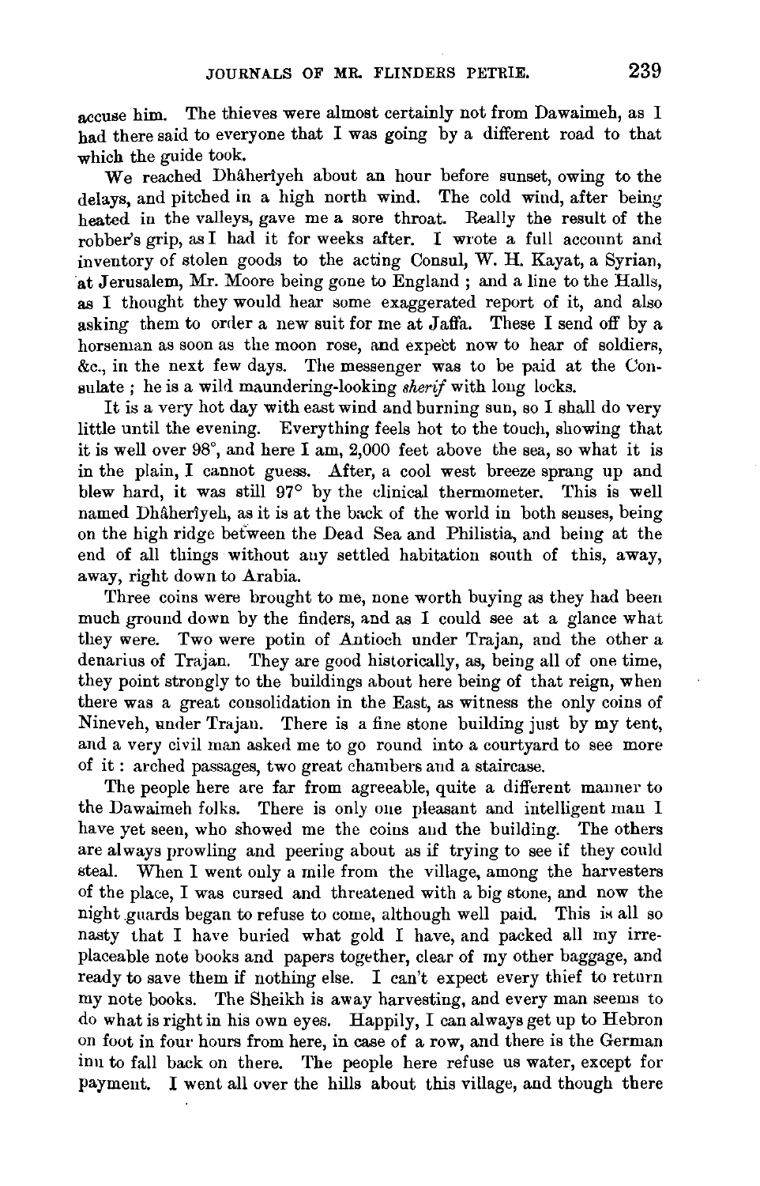accuse him. The thieves were almost certainly not from Dawaimeh, as I had there said to everyone that I was going by a different road to that which the guide took.

We reached Dhâherîyeh about an hour before sunset, owing to the delays, and pitched in a high north wind. The cold wind, after being heated in the valleys, gave me a sore throat. Really the result of the robber's grip, as I had it for weeks after. I wrote a full account and inventory of stolen goods to the acting Consul, W. H. Kayat, a Syrian, at Jerusalem, Mr. Moore being gone to England; and a line to the Halls, as I thought they would hear some exaggerated report of it, and also asking them to order a new suit for me at Jaffa. These I send off by a horseman as soon as the moon rose, and expect now to hear of soldiers, &c., in the next few days. The messenger was to be paid at the Consulate; he is a wild maundering-looking *sherif* with long locks.

It is a very hot day with east wind and burning sun, so I shall do very little until the evening. Everything feels hot to the touch, showing that it is well over 98°, and here I am, 2,000 feet above the sea, so what it is in the plain, I cannot guess. After, a cool west breeze sprang up and blew hard, it was still 97° by the clinical thermometer. This is well named Dhâherîyeh, as it is at the back of the world in both senses, being on the high ridge between the Dead Sea and Philistia, and being at the end of all things without any settled habitation south of this, away, away, right down to Arabia.

Three coins were brought to me, none worth buying as they had been much ground down by the finders, and as I could see at a glance what they were. Two were potin of Antioch under Trajan, and the other a denarius of Trajan. They are good historically, as, being all of one time, they point strongly to the buildings about here being of that reign, when there was a great consolidation in the East, as witness the only coins of Nineveh, under Trajan. There is a fine stone building just by my tent, and a very civil man asked me to go round into a courtyard to see more of it: arched passages, two great chambers and a staircase.

The people here are far from agreeable, quite a different manner to the Dawaimeh folks. There is only one pleasant and intelligent man I have yet seen, who showed me the coins and the building. The others are always prowling and peering about as if trying to see if they could steal. When I went only a mile from the village, among the harvesters of the place, I was cursed and threatened with a big stone, and now the night guards began to refuse to come, although well paid. This is all so nasty that I have buried what gold I have, and packed all my irreplaceable note books and papers together, clear of my other baggage, and ready to save them if nothing else. I can't expect every thief to return my note books. The Sheikh is away harvesting, and every man seems to do what is right in his own eyes. Happily, I can always get up to Hebron on foot in four hours from here, in case of a row, and there is the German inn to fall back on there. The people here refuse us water, except for payment. I went all over the hills about this village, and though there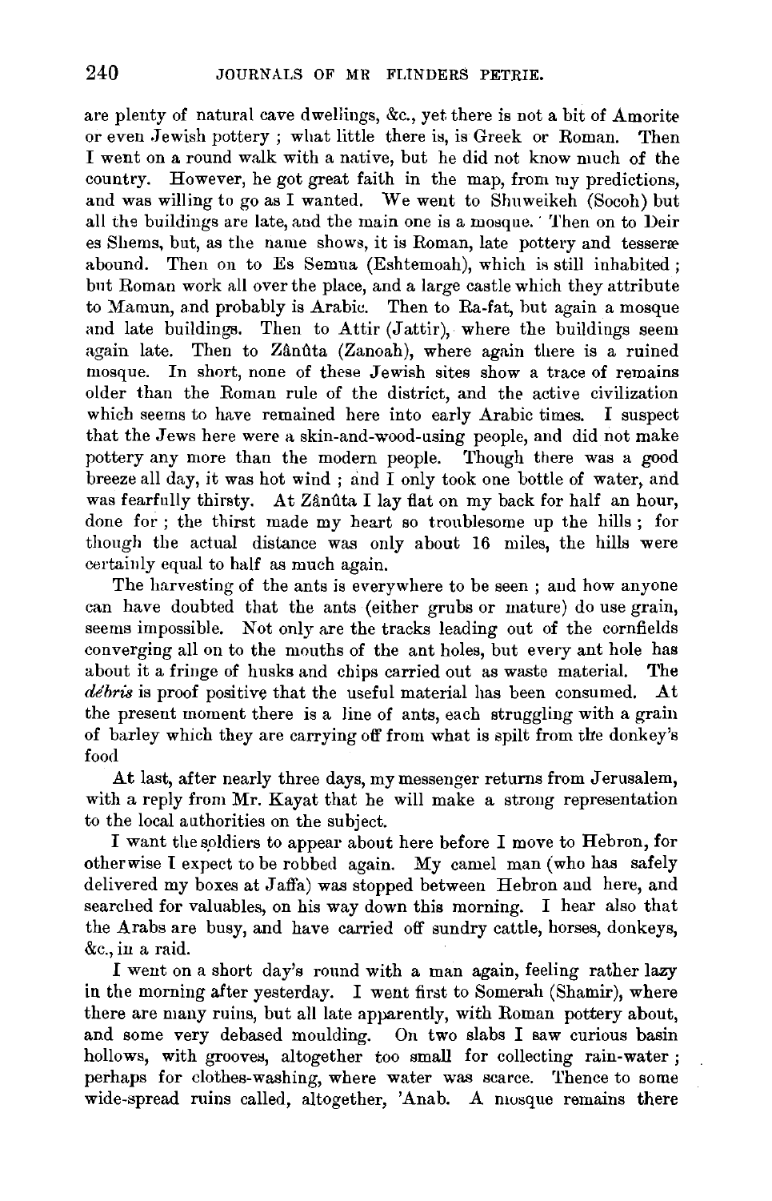are plenty of natural cave dwellings, &c., yet there is not a bit of Amorite or even Jewish pottery ; what little there is, is Greek or Roman. Then I went on a round walk with a native, but he did not know much of the country. However, he got great faith in the map, from my predictions, and was willing to go as I wanted. We went to Shuweikeh (Socoh) but all the buildings are late, and the main one is a mosque. Then on to Deir es Shems, but, as the name shows, it is Roman, late pottery and tesseræ abound. Then on to Es Semua (Eshtemoah), which is still inhabited ; but Roman work all over the place, and a large castle which they attribute to Mamun, and probably is Arabic. Then to Ra-fat, but again a mosque and late buildings. Then to Attir (Jattir), where the buildings seem again late. Then to Zânûta (Zanoah), where again there is a ruined mosque. In short, none of these Jewish sites show a trace of remains older than the Roman rule of the district, and the active civilization which seems to have remained here into early Arabic times. I suspect that the Jews here were a skin-and-wood-using people, and did not make pottery any more than the modern people. Though there was a good breeze all day, it was hot wind ; and I only took one bottle of water, and was fearfully thirsty. At Zânûta I lay flat on my back for half an hour, done for ; the thirst made my heart so troublesome up the hills ; for though the actual distance was only about 16 miles, the hills were certainly equal to half as much again.

The harvesting of the ants is everywhere to be seen ; and how anyone can have doubted that the ants (either grubs or mature) do use grain, seems impossible. Not only are the tracks leading out of the cornfields converging all on to the mouths of the ant holes, but every ant hole has about it a fringe of husks and chips carried out as waste material. The *débris* is proof positive that the useful material has been consumed. At the present moment there is a line of ants, each struggling with a grain of barley which they are carrying off from what is spilt from the donkey's food

At last, after nearly three days, my messenger returns from Jerusalem, with a reply from Mr. Kayat that he will make a strong representation to the local authorities on the subject.

I want the soldiers to appear about here before I move to Hebron, for otherwise I expect to be robbed again. My camel man (who has safely delivered my boxes at Jaffa) was stopped between Hebron and here, and searched for valuables, on his way down this morning. I hear also that the Arabs are busy, and have carried off sundry cattle, horses, donkeys, &c., in a raid.

I went on a short day's round with a man again, feeling rather lazy in the morning after yesterday. I went first to Somerah (Shamir), where there are many ruins, but all late apparently, with Roman pottery about, and some very debased moulding. On two slabs I saw curious basin hollows, with grooves, altogether too small for collecting rain-water ; perhaps for clothes-washing, where water was scarce. Thence to some wide-spread ruins called, altogether, 'Anab. A mosque remains there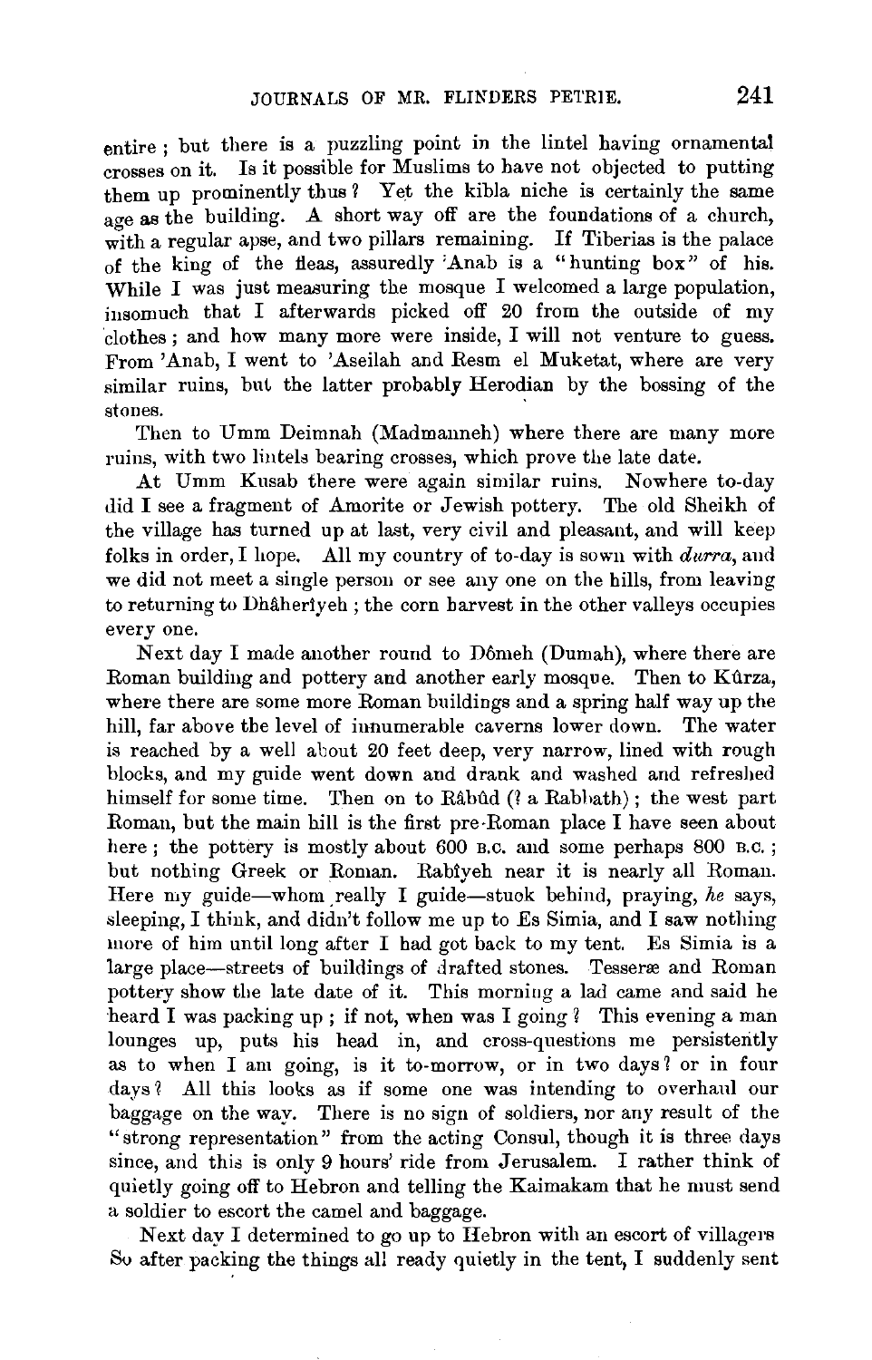entire; but there is a puzzling point in the lintel having ornamental crosses on it. Is it possible for Muslims to have not objected to putting them up prominently thus? Yet the kibla niche is certainly the same age as the building. A short way off are the foundations of a church, with a regular apse, and two pillars remaining. If Tiberias is the palace of the king of the fleas, assuredly 'Anab is a "hunting box" of his. While I was just measuring the mosque I welcomed a large population, insomuch that I afterwards picked off 20 from the outside of my clothes; and how many more were inside, I will not venture to guess. From 'Anab, I went to 'Aseilah and Resm el Muketat, where are very similar ruins, but the latter probably Herodian by the bossing of the stones.

Then to Umm Deimnah (Madmanneh) where there are many more ruins, with two lintels bearing crosses, which prove the late date.

At Umm Kusab there were again similar ruins. Nowhere to-day did I see a fragment of Amorite or Jewish pottery. The old Sheikh of the village has turned up at last, very civil and pleasant, and will keep folks in order, I hope. All my country of to-day is sown with *durra*, and we did not meet a single person or see any one on the hills, from leaving to returning to Dhâherîyeh; the corn harvest in the other valleys occupies every one.

Next day I made another round to Dômeh (Dumah), where there are Roman building and pottery and another early mosque. Then to Kûrza, where there are some more Roman buildings and a spring half way up the hill, far above the level of innumerable caverns lower down. The water is reached by a well about 20 feet deep, very narrow, lined with rough blocks, and my guide went down and drank and washed and refreshed himself for some time. Then on to Râbûd (? a Rabbath); the west part Roman, but the main hill is the first pre-Roman place I have seen about here; the pottery is mostly about 600 B.C. and some perhaps 800 B.C.; but nothing Greek or Roman. Rabîyeh near it is nearly all Roman. Here my guide—whom really I guide—stuck behind, praying, *he* says, sleeping, I think, and didn't follow me up to Es Simia, and I saw nothing more of him until long after I had got back to my tent. Es Simia is a large place—streets of buildings of drafted stones. Tesseræ and Roman pottery show the late date of it. This morning a lad came and said he heard I was packing up; if not, when was I going? This evening a man lounges up, puts his head in, and cross-questions me persistently as to when I am going, is it to-morrow, or in two days? or in four days? All this looks as if some one was intending to overhaul our baggage on the way. There is no sign of soldiers, nor any result of the "strong representation" from the acting Consul, though it is three days since, and this is only 9 hours' ride from Jerusalem. I rather think of quietly going off to Hebron and telling the Kaimakam that he must send a soldier to escort the camel and baggage.

Next day I determined to go up to Hebron with an escort of villagers So after packing the things all ready quietly in the tent, I suddenly sent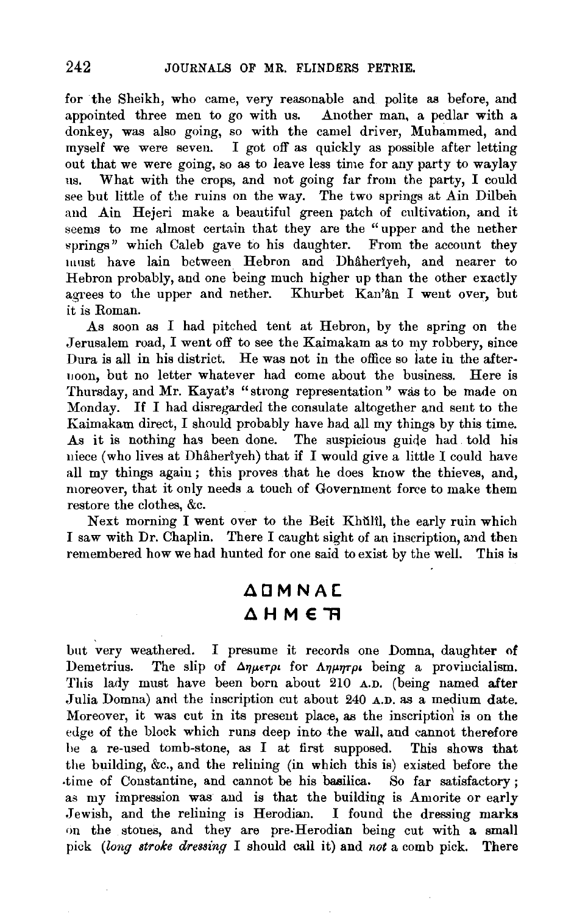for the Sheikh, who came, very reasonable and polite as before, and appointed three men to go with us. Another man, a pedlar with a donkey, was also going, so with the camel driver, Muhammed, and myself we were seven. I got off as quickly as possible after letting out that we were going, so as to leave less time for any party to waylay us. What with the crops, and not going far from the party, I could see but little of the ruins on the way. The two springs at Ain Dilbeh and Ain Hejeri make a beautiful green patch of cultivation, and it seems to me almost certain that they are the "upper and the nether springs" which Caleb gave to his daughter. From the account they must have lain between Hebron and Dhâherîyeh, and nearer to Hebron probably, and one being much higher up than the other exactly agrees to the upper and nether. Khurbet Kan'ân I went over, but it is Roman.

As soon as I had pitched tent at Hebron, by the spring on the Jerusalem road, I went off to see the Kaimakam as to my robbery, since Dura is all in his district. He was not in the office so late in the afternoon, but no letter whatever had come about the business. Here is Thursday, and Mr. Kayat's "strong representation" was to be made on Monday. If I had disregarded the consulate altogether and sent to the Kaimakam direct, I should probably have had all my things by this time. As it is nothing has been done. The suspicious guide had told his niece (who lives at Dhâherîyeh) that if I would give a little I could have all my things again; this proves that he does know the thieves, and, moreover, that it only needs a touch of Government force to make them restore the clothes, &c.

Next morning I went over to the Beit Khŭlîl, the early ruin which I saw with Dr. Chaplin. There I caught sight of an inscription, and then remembered how we had hunted for one said to exist by the well. This is

ΔΟΜΝΑϹ
ΔΗΜΕΤΡ

but very weathered. I presume it records one Domna, daughter of Demetrius. The slip of Δημετρι for Δημητρι being a provincialism. This lady must have been born about 210 A.D. (being named after Julia Domna) and the inscription cut about 240 A.D. as a medium date. Moreover, it was cut in its present place, as the inscription is on the edge of the block which runs deep into the wall, and cannot therefore be a re-used tomb-stone, as I at first supposed. This shows that the building, &c., and the relining (in which this is) existed before the time of Constantine, and cannot be his basilica. So far satisfactory; as my impression was and is that the building is Amorite or early Jewish, and the relining is Herodian. I found the dressing marks on the stones, and they are pre-Herodian being cut with a small pick (*long stroke dressing* I should call it) and *not* a comb pick. There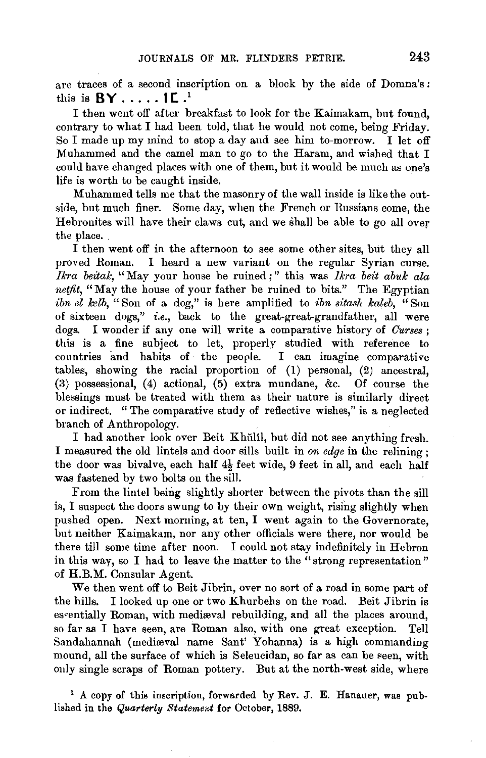are traces of a second inscription on a block by the side of Domna's: this is **BY . . . . . IC .**[1]

I then went off after breakfast to look for the Kaimakam, but found, contrary to what I had been told, that he would not come, being Friday. So I made up my mind to stop a day and see him to-morrow. I let off Muhammed and the camel man to go to the Haram, and wished that I could have changed places with one of them, but it would be much as one's life is worth to be caught inside.

Muhammed tells me that the masonry of the wall inside is like the outside, but much finer. Some day, when the French or Russians come, the Hebronites will have their claws cut, and we shall be able to go all over the place.

I then went off in the afternoon to see some other sites, but they all proved Roman. I heard a new variant on the regular Syrian curse. *Ikra beitak*, "May your house be ruined;" this was *Ikra beit abuk ala netfit*, "May the house of your father be ruined to bits." The Egyptian *ibn el kelb*, "Son of a dog," is here amplified to *ibn sitash kaleb*, "Son of sixteen dogs," *i.e.*, back to the great-great-grandfather, all were dogs. I wonder if any one will write a comparative history of *Curses*; this is a fine subject to let, properly studied with reference to countries and habits of the people. I can imagine comparative tables, showing the racial proportion of (1) personal, (2) ancestral, (3) possessional, (4) actional, (5) extra mundane, &c. Of course the blessings must be treated with them as their nature is similarly direct or indirect. "The comparative study of reflective wishes," is a neglected branch of Anthropology.

I had another look over Beit Khŭlîl, but did not see anything fresh. I measured the old lintels and door sills built in *on edge* in the relining; the door was bivalve, each half 4½ feet wide, 9 feet in all, and each half was fastened by two bolts on the sill.

From the lintel being slightly shorter between the pivots than the sill is, I suspect the doors swung to by their own weight, rising slightly when pushed open. Next morning, at ten, I went again to the Governorate, but neither Kaimakam, nor any other officials were there, nor would be there till some time after noon. I could not stay indefinitely in Hebron in this way, so I had to leave the matter to the "strong representation" of H.B.M. Consular Agent.

We then went off to Beit Jibrin, over no sort of a road in some part of the hills. I looked up one or two Khurbehs on the road. Beit Jibrin is essentially Roman, with mediæval rebuilding, and all the places around, so far as I have seen, are Roman also, with one great exception. Tell Sandahannah (mediæval name Sant' Yohanna) is a high commanding mound, all the surface of which is Seleucidan, so far as can be seen, with only single scraps of Roman pottery. But at the north-west side, where

[1] A copy of this inscription, forwarded by Rev. J. E. Hanauer, was published in the *Quarterly Statement* for October, 1889.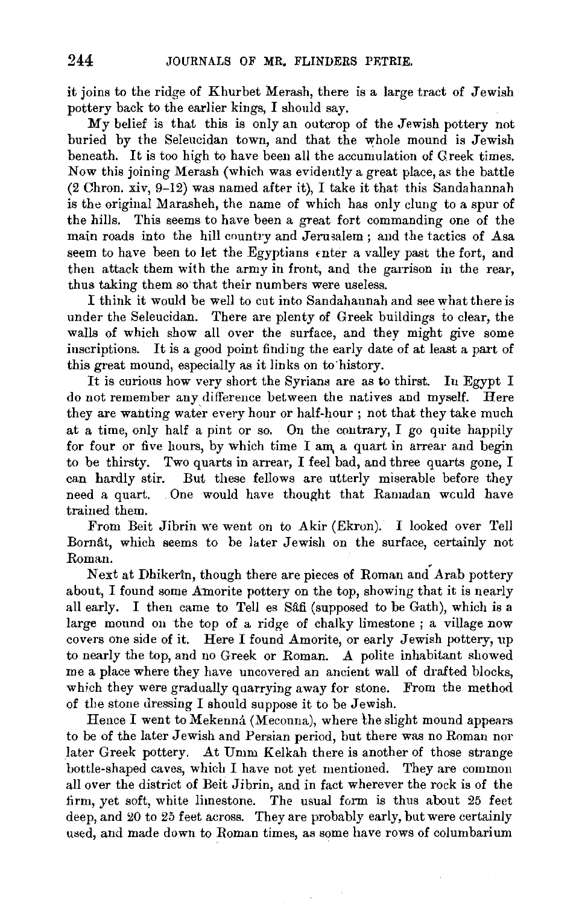it joins to the ridge of Khurbet Merash, there is a large tract of Jewish pottery back to the earlier kings, I should say.

My belief is that this is only an outcrop of the Jewish pottery not buried by the Seleucidan town, and that the whole mound is Jewish beneath. It is too high to have been all the accumulation of Greek times. Now this joining Merash (which was evidently a great place, as the battle (2 Chron. xiv, 9–12) was named after it), I take it that this Sandahannah is the original Marasheh, the name of which has only clung to a spur of the hills. This seems to have been a great fort commanding one of the main roads into the hill country and Jerusalem; and the tactics of Asa seem to have been to let the Egyptians enter a valley past the fort, and then attack them with the army in front, and the garrison in the rear, thus taking them so that their numbers were useless.

I think it would be well to cut into Sandahannah and see what there is under the Seleucidan. There are plenty of Greek buildings to clear, the walls of which show all over the surface, and they might give some inscriptions. It is a good point finding the early date of at least a part of this great mound, especially as it links on to history.

It is curious how very short the Syrians are as to thirst. In Egypt I do not remember any difference between the natives and myself. Here they are wanting water every hour or half-hour; not that they take much at a time, only half a pint or so. On the contrary, I go quite happily for four or five hours, by which time I am a quart in arrear and begin to be thirsty. Two quarts in arrear, I feel bad, and three quarts gone, I can hardly stir. But these fellows are utterly miserable before they need a quart. One would have thought that Ramadan would have trained them.

From Beit Jibrîn we went on to Akir (Ekron). I looked over Tell Bornât, which seems to be later Jewish on the surface, certainly not Roman.

Next at Dhikerîn, though there are pieces of Roman and Arab pottery about, I found some Amorite pottery on the top, showing that it is nearly all early. I then came to Tell es Sâfi (supposed to be Gath), which is a large mound on the top of a ridge of chalky limestone; a village now covers one side of it. Here I found Amorite, or early Jewish pottery, up to nearly the top, and no Greek or Roman. A polite inhabitant showed me a place where they have uncovered an ancient wall of drafted blocks, which they were gradually quarrying away for stone. From the method of the stone dressing I should suppose it to be Jewish.

Hence I went to Mekenná (Meconna), where the slight mound appears to be of the later Jewish and Persian period, but there was no Roman nor later Greek pottery. At Umm Kelkah there is another of those strange bottle-shaped caves, which I have not yet mentioned. They are common all over the district of Beit Jibrin, and in fact wherever the rock is of the firm, yet soft, white limestone. The usual form is thus about 25 feet deep, and 20 to 25 feet across. They are probably early, but were certainly used, and made down to Roman times, as some have rows of columbarium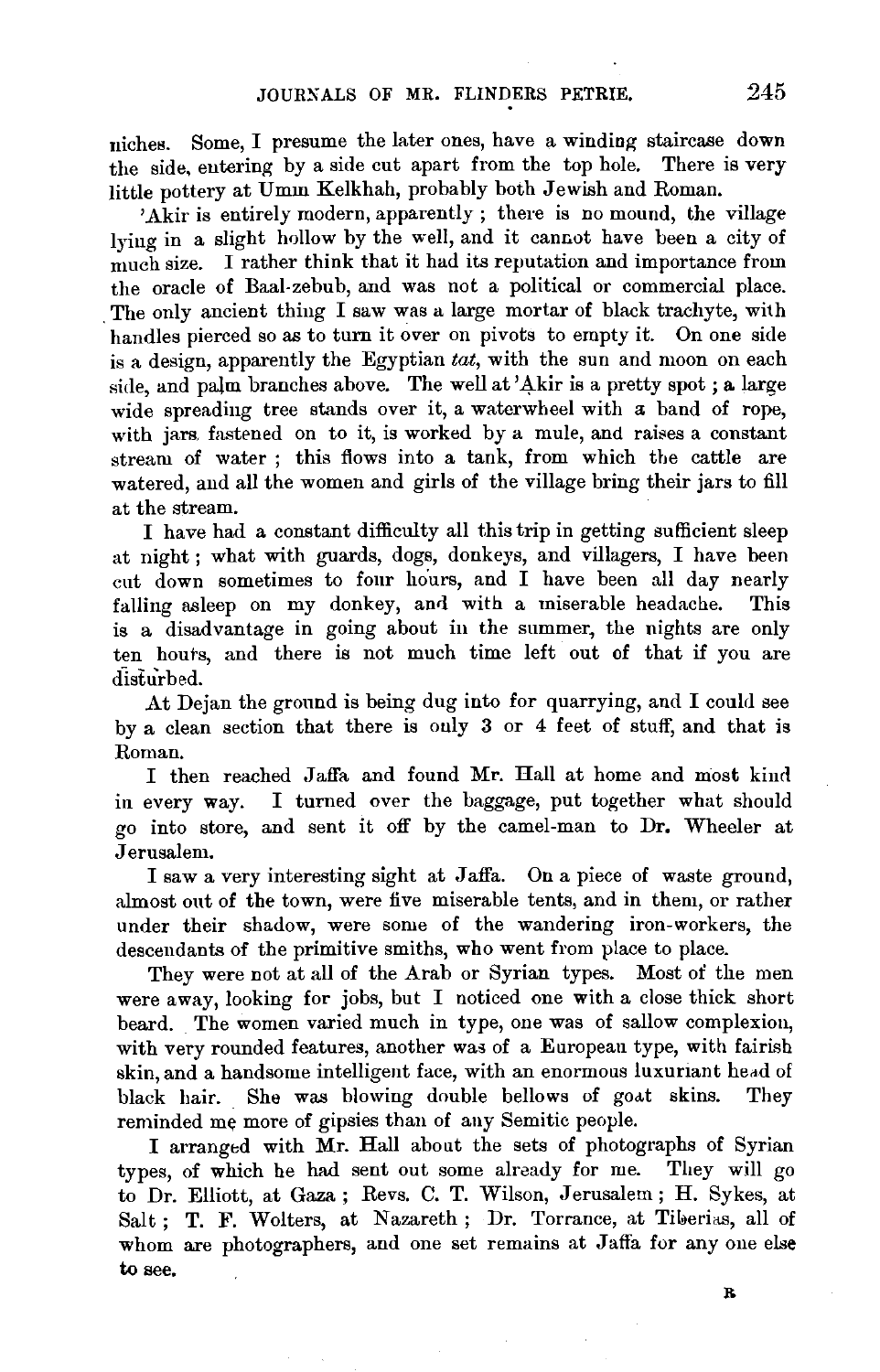niches. Some, I presume the later ones, have a winding staircase down the side, entering by a side cut apart from the top hole. There is very little pottery at Umm Kelkhah, probably both Jewish and Roman.

'Akir is entirely modern, apparently; there is no mound, the village lying in a slight hollow by the well, and it cannot have been a city of much size. I rather think that it had its reputation and importance from the oracle of Baal-zebub, and was not a political or commercial place. The only ancient thing I saw was a large mortar of black trachyte, with handles pierced so as to turn it over on pivots to empty it. On one side is a design, apparently the Egyptian *tat*, with the sun and moon on each side, and palm branches above. The well at 'Akir is a pretty spot; a large wide spreading tree stands over it, a waterwheel with a band of rope, with jars fastened on to it, is worked by a mule, and raises a constant stream of water; this flows into a tank, from which the cattle are watered, and all the women and girls of the village bring their jars to fill at the stream.

I have had a constant difficulty all this trip in getting sufficient sleep at night; what with guards, dogs, donkeys, and villagers, I have been cut down sometimes to four hours, and I have been all day nearly falling asleep on my donkey, and with a miserable headache. This is a disadvantage in going about in the summer, the nights are only ten hours, and there is not much time left out of that if you are disturbed.

At Dejan the ground is being dug into for quarrying, and I could see by a clean section that there is only 3 or 4 feet of stuff, and that is Roman.

I then reached Jaffa and found Mr. Hall at home and most kind in every way. I turned over the baggage, put together what should go into store, and sent it off by the camel-man to Dr. Wheeler at Jerusalem.

I saw a very interesting sight at Jaffa. On a piece of waste ground, almost out of the town, were five miserable tents, and in them, or rather under their shadow, were some of the wandering iron-workers, the descendants of the primitive smiths, who went from place to place.

They were not at all of the Arab or Syrian types. Most of the men were away, looking for jobs, but I noticed one with a close thick short beard. The women varied much in type, one was of sallow complexion, with very rounded features, another was of a European type, with fairish skin, and a handsome intelligent face, with an enormous luxuriant head of black hair. She was blowing double bellows of goat skins. They reminded me more of gipsies than of any Semitic people.

I arranged with Mr. Hall about the sets of photographs of Syrian types, of which he had sent out some already for me. They will go to Dr. Elliott, at Gaza; Revs. C. T. Wilson, Jerusalem; H. Sykes, at Salt; T. F. Wolters, at Nazareth; Dr. Torrance, at Tiberias, all of whom are photographers, and one set remains at Jaffa for any one else to see.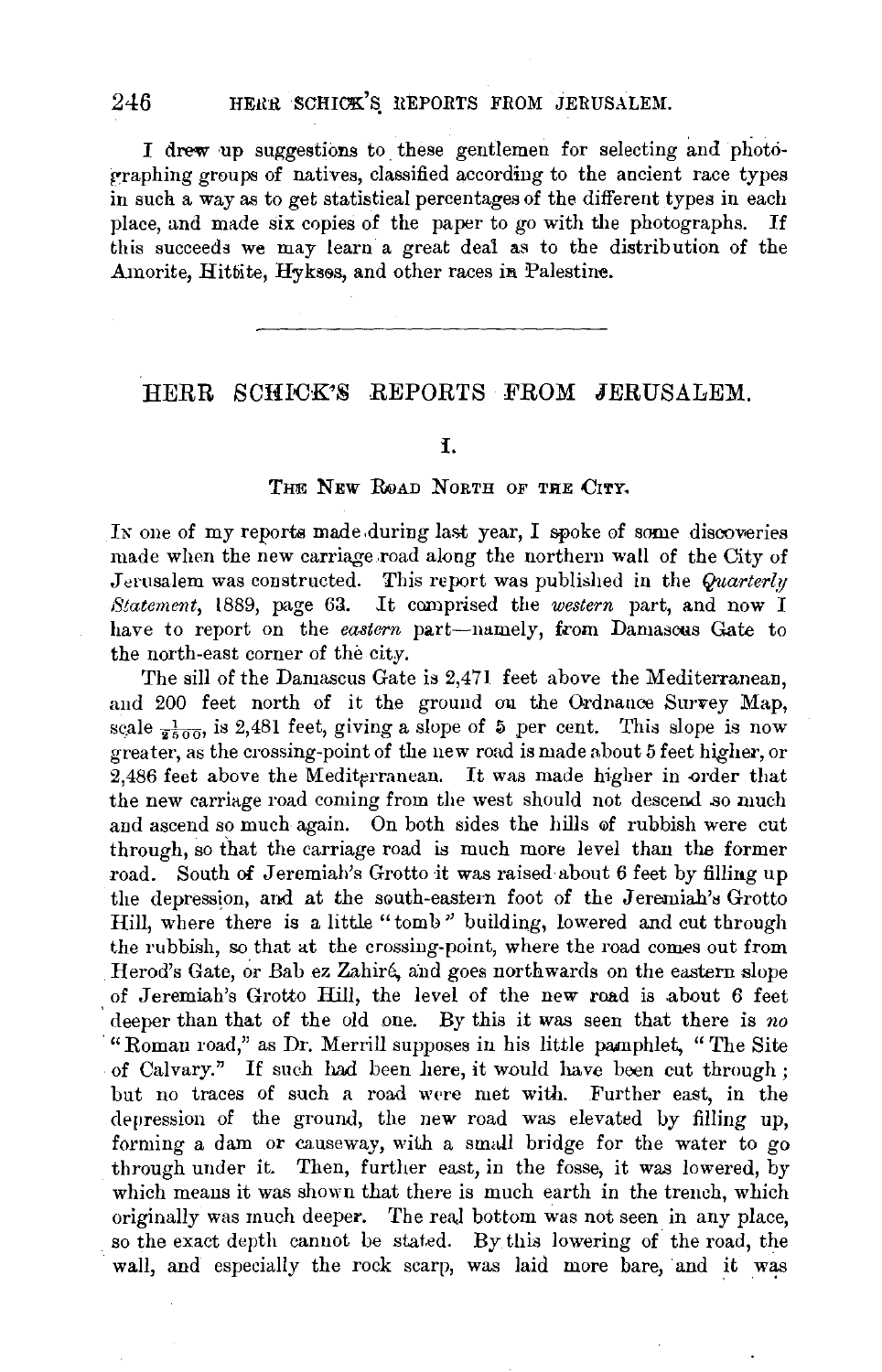I drew up suggestions to these gentlemen for selecting and photographing groups of natives, classified according to the ancient race types in such a way as to get statistical percentages of the different types in each place, and made six copies of the paper to go with the photographs. If this succeeds we may learn a great deal as to the distribution of the Amorite, Hittite, Hyksos, and other races in Palestine.

---

# HERR SCHICK'S REPORTS FROM JERUSALEM.

## I.

### THE NEW ROAD NORTH OF THE CITY.

IN one of my reports made during last year, I spoke of some discoveries made when the new carriage road along the northern wall of the City of Jerusalem was constructed. This report was published in the *Quarterly Statement*, 1889, page 63. It comprised the *western* part, and now I have to report on the *eastern* part—namely, from Damascus Gate to the north-east corner of the city.

The sill of the Damascus Gate is 2,471 feet above the Mediterranean, and 200 feet north of it the ground on the Ordnance Survey Map, scale $\frac{1}{2500}$, is 2,481 feet, giving a slope of 5 per cent. This slope is now greater, as the crossing-point of the new road is made about 5 feet higher, or 2,486 feet above the Mediterranean. It was made higher in order that the new carriage road coming from the west should not descend so much and ascend so much again. On both sides the hills of rubbish were cut through, so that the carriage road is much more level than the former road. South of Jeremiah's Grotto it was raised about 6 feet by filling up the depression, and at the south-eastern foot of the Jeremiah's Grotto Hill, where there is a little "tomb" building, lowered and cut through the rubbish, so that at the crossing-point, where the road comes out from Herod's Gate, or Bab ez Zahiré, and goes northwards on the eastern slope of Jeremiah's Grotto Hill, the level of the new road is about 6 feet deeper than that of the old one. By this it was seen that there is *no* "Roman road," as Dr. Merrill supposes in his little pamphlet, "The Site of Calvary." If such had been here, it would have been cut through; but no traces of such a road were met with. Further east, in the depression of the ground, the new road was elevated by filling up, forming a dam or causeway, with a small bridge for the water to go through under it. Then, further east, in the fosse, it was lowered, by which means it was shown that there is much earth in the trench, which originally was much deeper. The real bottom was not seen in any place, so the exact depth cannot be stated. By this lowering of the road, the wall, and especially the rock scarp, was laid more bare, and it was